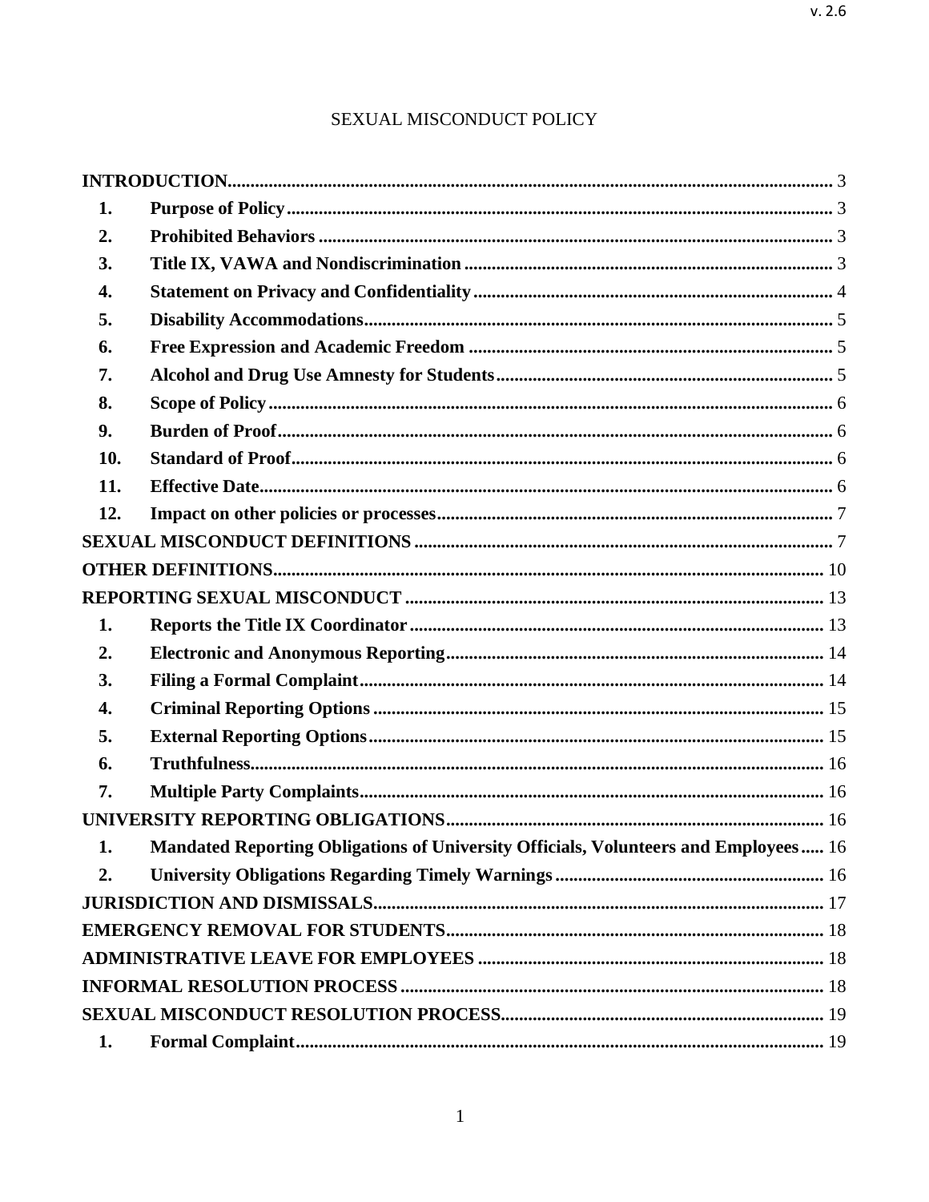# SEXUAL MISCONDUCT POLICY

**INTRODUCTION** .... 3

1. **Purpose of Policy** .... 3
2. **Prohibited Behaviors** .... 3
3. **Title IX, VAWA and Nondiscrimination** .... 3
4. **Statement on Privacy and Confidentiality** .... 4
5. **Disability Accommodations** .... 5
6. **Free Expression and Academic Freedom** .... 5
7. **Alcohol and Drug Use Amnesty for Students** .... 5
8. **Scope of Policy** .... 6
9. **Burden of Proof** .... 6
10. **Standard of Proof** .... 6
11. **Effective Date** .... 6
12. **Impact on other policies or processes** .... 7

**SEXUAL MISCONDUCT DEFINITIONS** .... 7

**OTHER DEFINITIONS** .... 10

**REPORTING SEXUAL MISCONDUCT** .... 13

1. **Reports the Title IX Coordinator** .... 13
2. **Electronic and Anonymous Reporting** .... 14
3. **Filing a Formal Complaint** .... 14
4. **Criminal Reporting Options** .... 15
5. **External Reporting Options** .... 15
6. **Truthfulness** .... 16
7. **Multiple Party Complaints** .... 16

**UNIVERSITY REPORTING OBLIGATIONS** .... 16

1. **Mandated Reporting Obligations of University Officials, Volunteers and Employees** .... 16
2. **University Obligations Regarding Timely Warnings** .... 16

**JURISDICTION AND DISMISSALS** .... 17

**EMERGENCY REMOVAL FOR STUDENTS** .... 18

**ADMINISTRATIVE LEAVE FOR EMPLOYEES** .... 18

**INFORMAL RESOLUTION PROCESS** .... 18

**SEXUAL MISCONDUCT RESOLUTION PROCESS** .... 19

1. **Formal Complaint** .... 19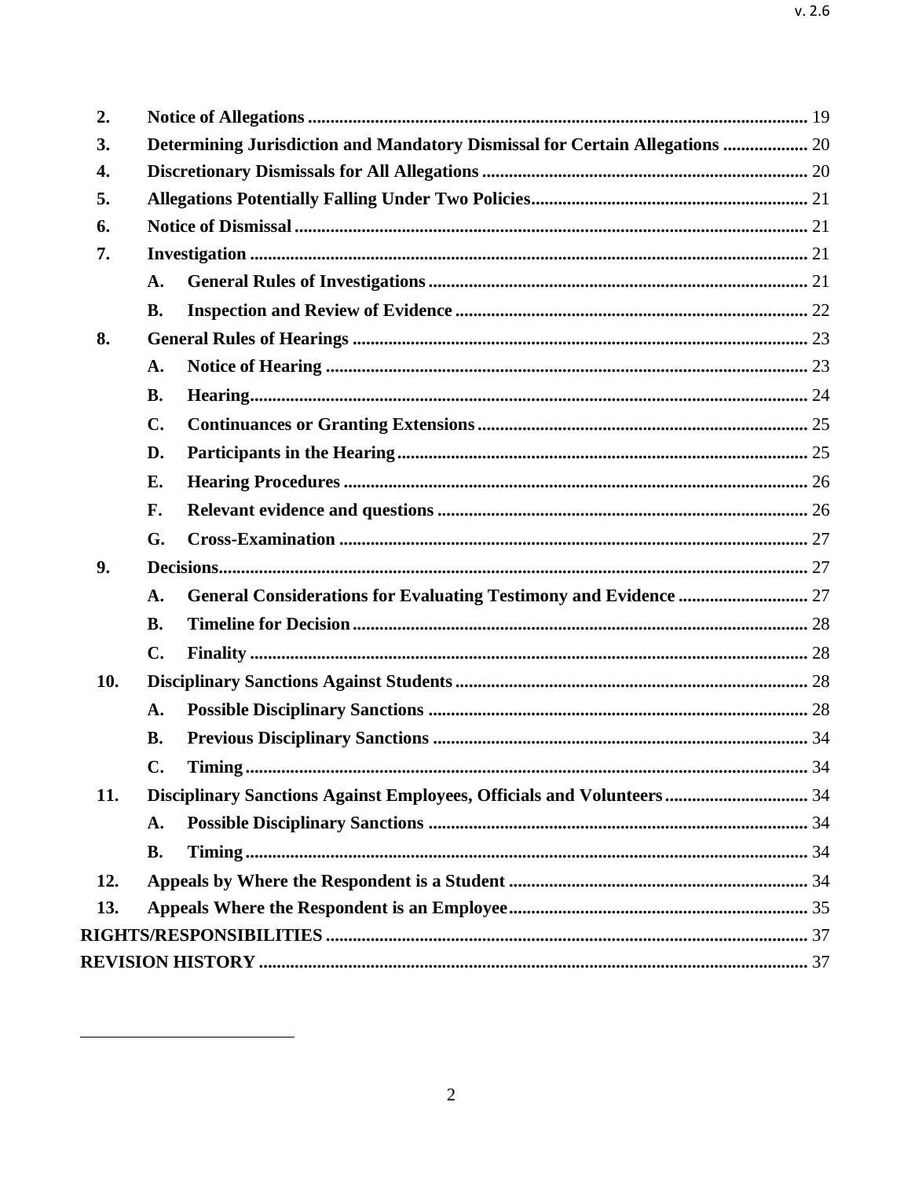| | | | |
|---|---|---|---|
| **2.** | **Notice of Allegations** | | 19 |
| **3.** | **Determining Jurisdiction and Mandatory Dismissal for Certain Allegations** | | 20 |
| **4.** | **Discretionary Dismissals for All Allegations** | | 20 |
| **5.** | **Allegations Potentially Falling Under Two Policies** | | 21 |
| **6.** | **Notice of Dismissal** | | 21 |
| **7.** | **Investigation** | | 21 |
| | **A.** | **General Rules of Investigations** | 21 |
| | **B.** | **Inspection and Review of Evidence** | 22 |
| **8.** | **General Rules of Hearings** | | 23 |
| | **A.** | **Notice of Hearing** | 23 |
| | **B.** | **Hearing** | 24 |
| | **C.** | **Continuances or Granting Extensions** | 25 |
| | **D.** | **Participants in the Hearing** | 25 |
| | **E.** | **Hearing Procedures** | 26 |
| | **F.** | **Relevant evidence and questions** | 26 |
| | **G.** | **Cross-Examination** | 27 |
| **9.** | **Decisions** | | 27 |
| | **A.** | **General Considerations for Evaluating Testimony and Evidence** | 27 |
| | **B.** | **Timeline for Decision** | 28 |
| | **C.** | **Finality** | 28 |
| **10.** | **Disciplinary Sanctions Against Students** | | 28 |
| | **A.** | **Possible Disciplinary Sanctions** | 28 |
| | **B.** | **Previous Disciplinary Sanctions** | 34 |
| | **C.** | **Timing** | 34 |
| **11.** | **Disciplinary Sanctions Against Employees, Officials and Volunteers** | | 34 |
| | **A.** | **Possible Disciplinary Sanctions** | 34 |
| | **B.** | **Timing** | 34 |
| **12.** | **Appeals by Where the Respondent is a Student** | | 34 |
| **13.** | **Appeals Where the Respondent is an Employee** | | 35 |
| **RIGHTS/RESPONSIBILITIES** | | | 37 |
| **REVISION HISTORY** | | | 37 |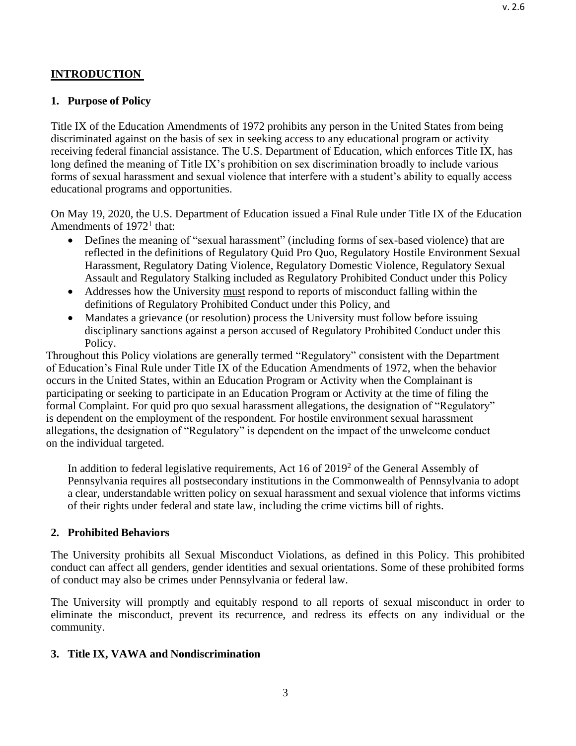## INTRODUCTION

### 1. Purpose of Policy

Title IX of the Education Amendments of 1972 prohibits any person in the United States from being discriminated against on the basis of sex in seeking access to any educational program or activity receiving federal financial assistance. The U.S. Department of Education, which enforces Title IX, has long defined the meaning of Title IX's prohibition on sex discrimination broadly to include various forms of sexual harassment and sexual violence that interfere with a student's ability to equally access educational programs and opportunities.

On May 19, 2020, the U.S. Department of Education issued a Final Rule under Title IX of the Education Amendments of 1972[1] that:

- Defines the meaning of "sexual harassment" (including forms of sex-based violence) that are reflected in the definitions of Regulatory Quid Pro Quo, Regulatory Hostile Environment Sexual Harassment, Regulatory Dating Violence, Regulatory Domestic Violence, Regulatory Sexual Assault and Regulatory Stalking included as Regulatory Prohibited Conduct under this Policy
- Addresses how the University must respond to reports of misconduct falling within the definitions of Regulatory Prohibited Conduct under this Policy, and
- Mandates a grievance (or resolution) process the University must follow before issuing disciplinary sanctions against a person accused of Regulatory Prohibited Conduct under this Policy.

Throughout this Policy violations are generally termed "Regulatory" consistent with the Department of Education's Final Rule under Title IX of the Education Amendments of 1972, when the behavior occurs in the United States, within an Education Program or Activity when the Complainant is participating or seeking to participate in an Education Program or Activity at the time of filing the formal Complaint. For quid pro quo sexual harassment allegations, the designation of "Regulatory" is dependent on the employment of the respondent. For hostile environment sexual harassment allegations, the designation of "Regulatory" is dependent on the impact of the unwelcome conduct on the individual targeted.

In addition to federal legislative requirements, Act 16 of 2019[2] of the General Assembly of Pennsylvania requires all postsecondary institutions in the Commonwealth of Pennsylvania to adopt a clear, understandable written policy on sexual harassment and sexual violence that informs victims of their rights under federal and state law, including the crime victims bill of rights.

### 2. Prohibited Behaviors

The University prohibits all Sexual Misconduct Violations, as defined in this Policy. This prohibited conduct can affect all genders, gender identities and sexual orientations. Some of these prohibited forms of conduct may also be crimes under Pennsylvania or federal law.

The University will promptly and equitably respond to all reports of sexual misconduct in order to eliminate the misconduct, prevent its recurrence, and redress its effects on any individual or the community.

### 3. Title IX, VAWA and Nondiscrimination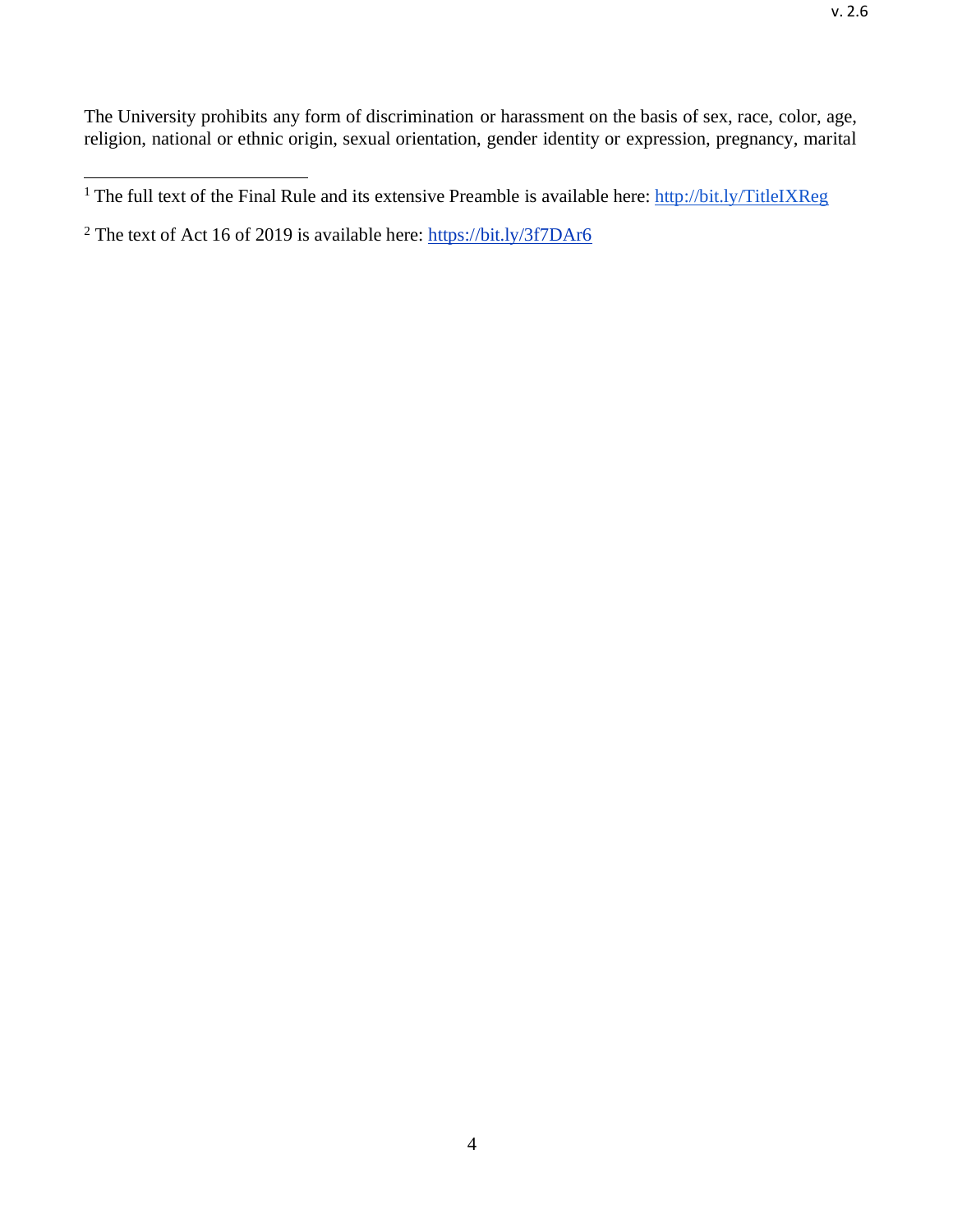The University prohibits any form of discrimination or harassment on the basis of sex, race, color, age, religion, national or ethnic origin, sexual orientation, gender identity or expression, pregnancy, marital

[1] The full text of the Final Rule and its extensive Preamble is available here: http://bit.ly/TitleIXReg

[2] The text of Act 16 of 2019 is available here: https://bit.ly/3f7DAr6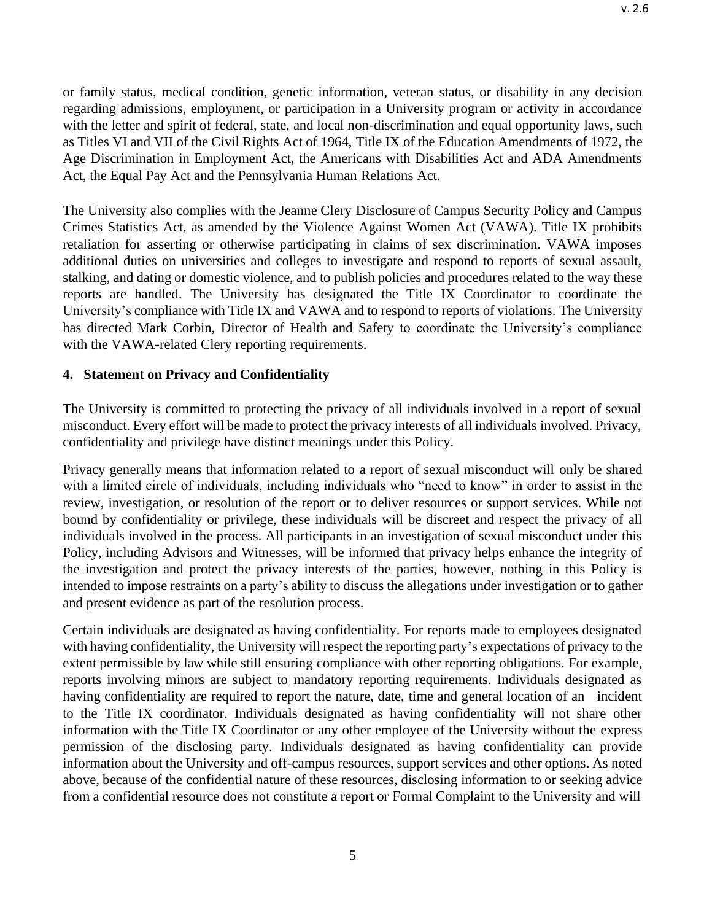or family status, medical condition, genetic information, veteran status, or disability in any decision regarding admissions, employment, or participation in a University program or activity in accordance with the letter and spirit of federal, state, and local non-discrimination and equal opportunity laws, such as Titles VI and VII of the Civil Rights Act of 1964, Title IX of the Education Amendments of 1972, the Age Discrimination in Employment Act, the Americans with Disabilities Act and ADA Amendments Act, the Equal Pay Act and the Pennsylvania Human Relations Act.

The University also complies with the Jeanne Clery Disclosure of Campus Security Policy and Campus Crimes Statistics Act, as amended by the Violence Against Women Act (VAWA). Title IX prohibits retaliation for asserting or otherwise participating in claims of sex discrimination. VAWA imposes additional duties on universities and colleges to investigate and respond to reports of sexual assault, stalking, and dating or domestic violence, and to publish policies and procedures related to the way these reports are handled. The University has designated the Title IX Coordinator to coordinate the University's compliance with Title IX and VAWA and to respond to reports of violations. The University has directed Mark Corbin, Director of Health and Safety to coordinate the University's compliance with the VAWA-related Clery reporting requirements.

## 4. Statement on Privacy and Confidentiality

The University is committed to protecting the privacy of all individuals involved in a report of sexual misconduct. Every effort will be made to protect the privacy interests of all individuals involved. Privacy, confidentiality and privilege have distinct meanings under this Policy.

Privacy generally means that information related to a report of sexual misconduct will only be shared with a limited circle of individuals, including individuals who "need to know" in order to assist in the review, investigation, or resolution of the report or to deliver resources or support services. While not bound by confidentiality or privilege, these individuals will be discreet and respect the privacy of all individuals involved in the process. All participants in an investigation of sexual misconduct under this Policy, including Advisors and Witnesses, will be informed that privacy helps enhance the integrity of the investigation and protect the privacy interests of the parties, however, nothing in this Policy is intended to impose restraints on a party's ability to discuss the allegations under investigation or to gather and present evidence as part of the resolution process.

Certain individuals are designated as having confidentiality. For reports made to employees designated with having confidentiality, the University will respect the reporting party's expectations of privacy to the extent permissible by law while still ensuring compliance with other reporting obligations. For example, reports involving minors are subject to mandatory reporting requirements. Individuals designated as having confidentiality are required to report the nature, date, time and general location of an incident to the Title IX coordinator. Individuals designated as having confidentiality will not share other information with the Title IX Coordinator or any other employee of the University without the express permission of the disclosing party. Individuals designated as having confidentiality can provide information about the University and off-campus resources, support services and other options. As noted above, because of the confidential nature of these resources, disclosing information to or seeking advice from a confidential resource does not constitute a report or Formal Complaint to the University and will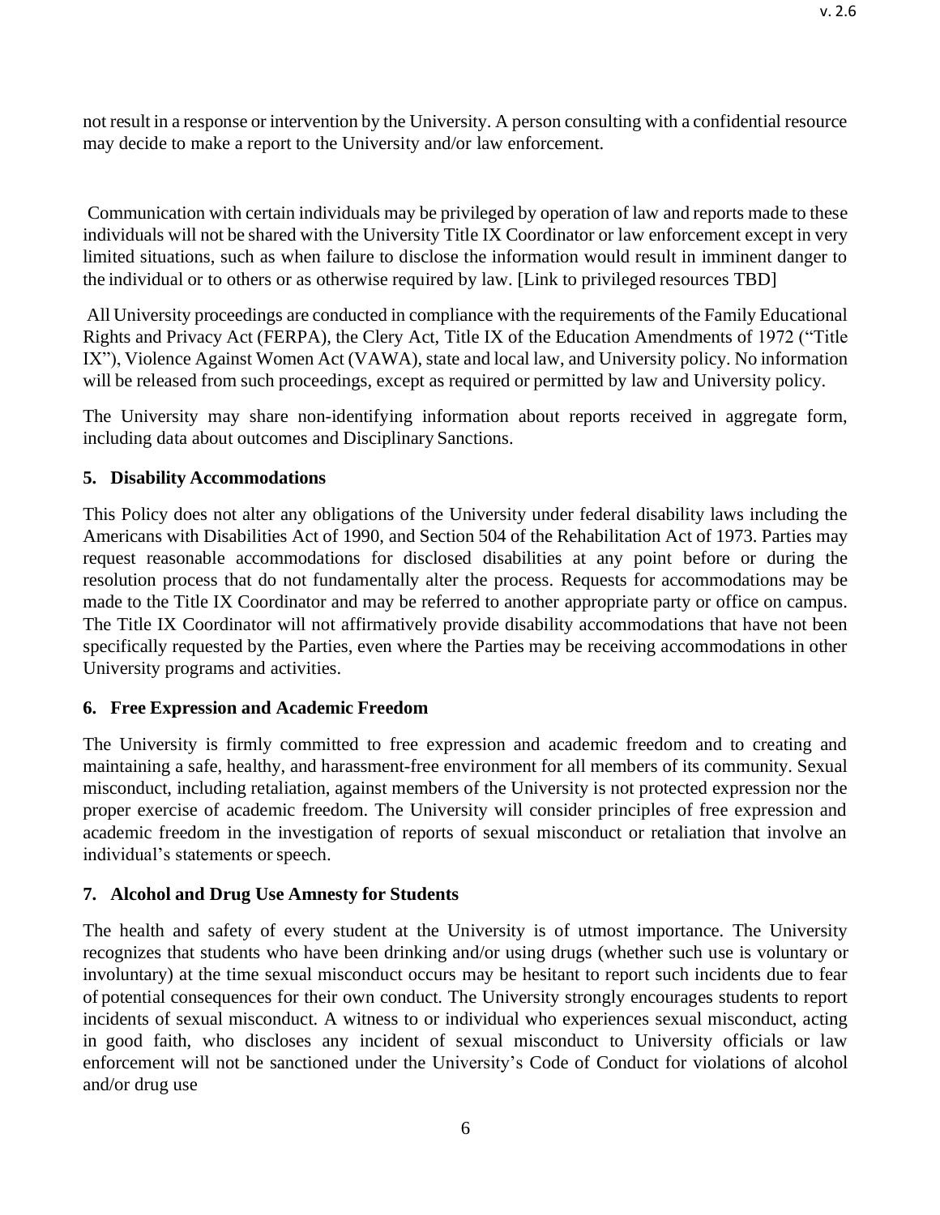not result in a response or intervention by the University. A person consulting with a confidential resource may decide to make a report to the University and/or law enforcement.

Communication with certain individuals may be privileged by operation of law and reports made to these individuals will not be shared with the University Title IX Coordinator or law enforcement except in very limited situations, such as when failure to disclose the information would result in imminent danger to the individual or to others or as otherwise required by law. [Link to privileged resources TBD]

All University proceedings are conducted in compliance with the requirements of the Family Educational Rights and Privacy Act (FERPA), the Clery Act, Title IX of the Education Amendments of 1972 ("Title IX"), Violence Against Women Act (VAWA), state and local law, and University policy. No information will be released from such proceedings, except as required or permitted by law and University policy.

The University may share non-identifying information about reports received in aggregate form, including data about outcomes and Disciplinary Sanctions.

## 5. Disability Accommodations

This Policy does not alter any obligations of the University under federal disability laws including the Americans with Disabilities Act of 1990, and Section 504 of the Rehabilitation Act of 1973. Parties may request reasonable accommodations for disclosed disabilities at any point before or during the resolution process that do not fundamentally alter the process. Requests for accommodations may be made to the Title IX Coordinator and may be referred to another appropriate party or office on campus. The Title IX Coordinator will not affirmatively provide disability accommodations that have not been specifically requested by the Parties, even where the Parties may be receiving accommodations in other University programs and activities.

## 6. Free Expression and Academic Freedom

The University is firmly committed to free expression and academic freedom and to creating and maintaining a safe, healthy, and harassment-free environment for all members of its community. Sexual misconduct, including retaliation, against members of the University is not protected expression nor the proper exercise of academic freedom. The University will consider principles of free expression and academic freedom in the investigation of reports of sexual misconduct or retaliation that involve an individual's statements or speech.

## 7. Alcohol and Drug Use Amnesty for Students

The health and safety of every student at the University is of utmost importance. The University recognizes that students who have been drinking and/or using drugs (whether such use is voluntary or involuntary) at the time sexual misconduct occurs may be hesitant to report such incidents due to fear of potential consequences for their own conduct. The University strongly encourages students to report incidents of sexual misconduct. A witness to or individual who experiences sexual misconduct, acting in good faith, who discloses any incident of sexual misconduct to University officials or law enforcement will not be sanctioned under the University's Code of Conduct for violations of alcohol and/or drug use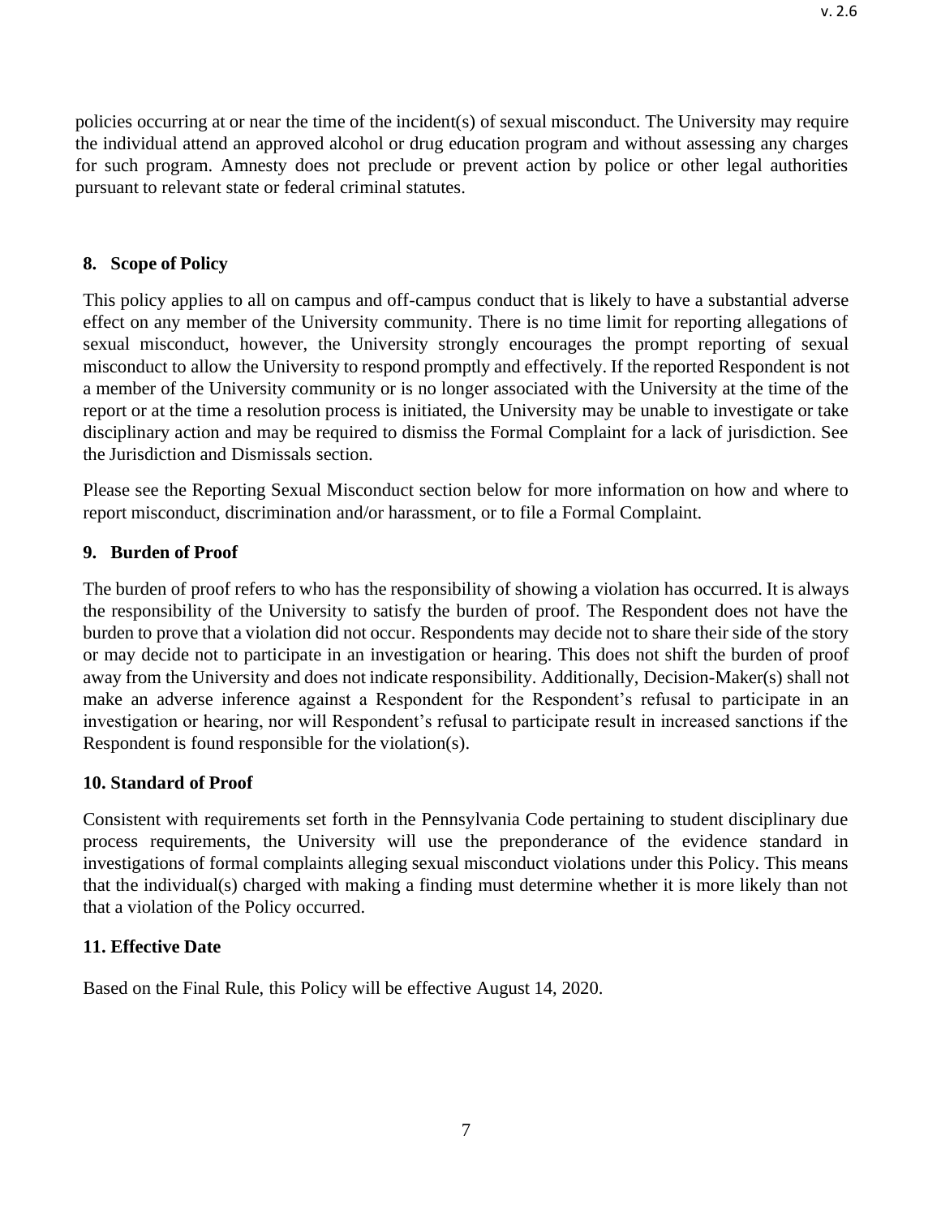policies occurring at or near the time of the incident(s) of sexual misconduct. The University may require the individual attend an approved alcohol or drug education program and without assessing any charges for such program. Amnesty does not preclude or prevent action by police or other legal authorities pursuant to relevant state or federal criminal statutes.

## 8. Scope of Policy

This policy applies to all on campus and off-campus conduct that is likely to have a substantial adverse effect on any member of the University community. There is no time limit for reporting allegations of sexual misconduct, however, the University strongly encourages the prompt reporting of sexual misconduct to allow the University to respond promptly and effectively. If the reported Respondent is not a member of the University community or is no longer associated with the University at the time of the report or at the time a resolution process is initiated, the University may be unable to investigate or take disciplinary action and may be required to dismiss the Formal Complaint for a lack of jurisdiction. See the Jurisdiction and Dismissals section.

Please see the Reporting Sexual Misconduct section below for more information on how and where to report misconduct, discrimination and/or harassment, or to file a Formal Complaint.

## 9. Burden of Proof

The burden of proof refers to who has the responsibility of showing a violation has occurred. It is always the responsibility of the University to satisfy the burden of proof. The Respondent does not have the burden to prove that a violation did not occur. Respondents may decide not to share their side of the story or may decide not to participate in an investigation or hearing. This does not shift the burden of proof away from the University and does not indicate responsibility. Additionally, Decision-Maker(s) shall not make an adverse inference against a Respondent for the Respondent's refusal to participate in an investigation or hearing, nor will Respondent's refusal to participate result in increased sanctions if the Respondent is found responsible for the violation(s).

## 10. Standard of Proof

Consistent with requirements set forth in the Pennsylvania Code pertaining to student disciplinary due process requirements, the University will use the preponderance of the evidence standard in investigations of formal complaints alleging sexual misconduct violations under this Policy. This means that the individual(s) charged with making a finding must determine whether it is more likely than not that a violation of the Policy occurred.

## 11. Effective Date

Based on the Final Rule, this Policy will be effective August 14, 2020.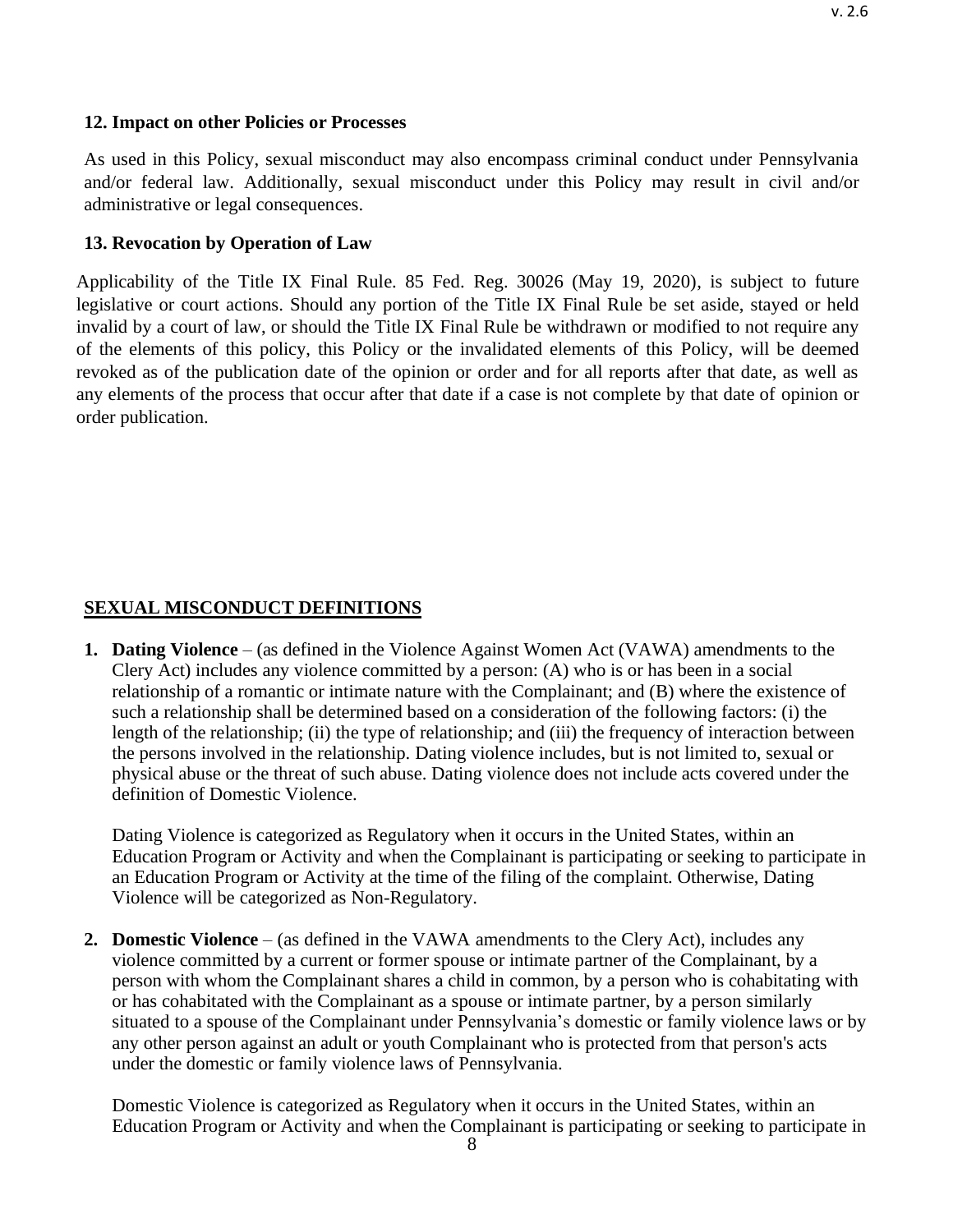**12. Impact on other Policies or Processes**

As used in this Policy, sexual misconduct may also encompass criminal conduct under Pennsylvania and/or federal law. Additionally, sexual misconduct under this Policy may result in civil and/or administrative or legal consequences.

**13. Revocation by Operation of Law**

Applicability of the Title IX Final Rule. 85 Fed. Reg. 30026 (May 19, 2020), is subject to future legislative or court actions. Should any portion of the Title IX Final Rule be set aside, stayed or held invalid by a court of law, or should the Title IX Final Rule be withdrawn or modified to not require any of the elements of this policy, this Policy or the invalidated elements of this Policy, will be deemed revoked as of the publication date of the opinion or order and for all reports after that date, as well as any elements of the process that occur after that date if a case is not complete by that date of opinion or order publication.

## SEXUAL MISCONDUCT DEFINITIONS

1. **Dating Violence** – (as defined in the Violence Against Women Act (VAWA) amendments to the Clery Act) includes any violence committed by a person: (A) who is or has been in a social relationship of a romantic or intimate nature with the Complainant; and (B) where the existence of such a relationship shall be determined based on a consideration of the following factors: (i) the length of the relationship; (ii) the type of relationship; and (iii) the frequency of interaction between the persons involved in the relationship. Dating violence includes, but is not limited to, sexual or physical abuse or the threat of such abuse. Dating violence does not include acts covered under the definition of Domestic Violence.

   Dating Violence is categorized as Regulatory when it occurs in the United States, within an Education Program or Activity and when the Complainant is participating or seeking to participate in an Education Program or Activity at the time of the filing of the complaint. Otherwise, Dating Violence will be categorized as Non-Regulatory.

2. **Domestic Violence** – (as defined in the VAWA amendments to the Clery Act), includes any violence committed by a current or former spouse or intimate partner of the Complainant, by a person with whom the Complainant shares a child in common, by a person who is cohabitating with or has cohabitated with the Complainant as a spouse or intimate partner, by a person similarly situated to a spouse of the Complainant under Pennsylvania's domestic or family violence laws or by any other person against an adult or youth Complainant who is protected from that person's acts under the domestic or family violence laws of Pennsylvania.

   Domestic Violence is categorized as Regulatory when it occurs in the United States, within an Education Program or Activity and when the Complainant is participating or seeking to participate in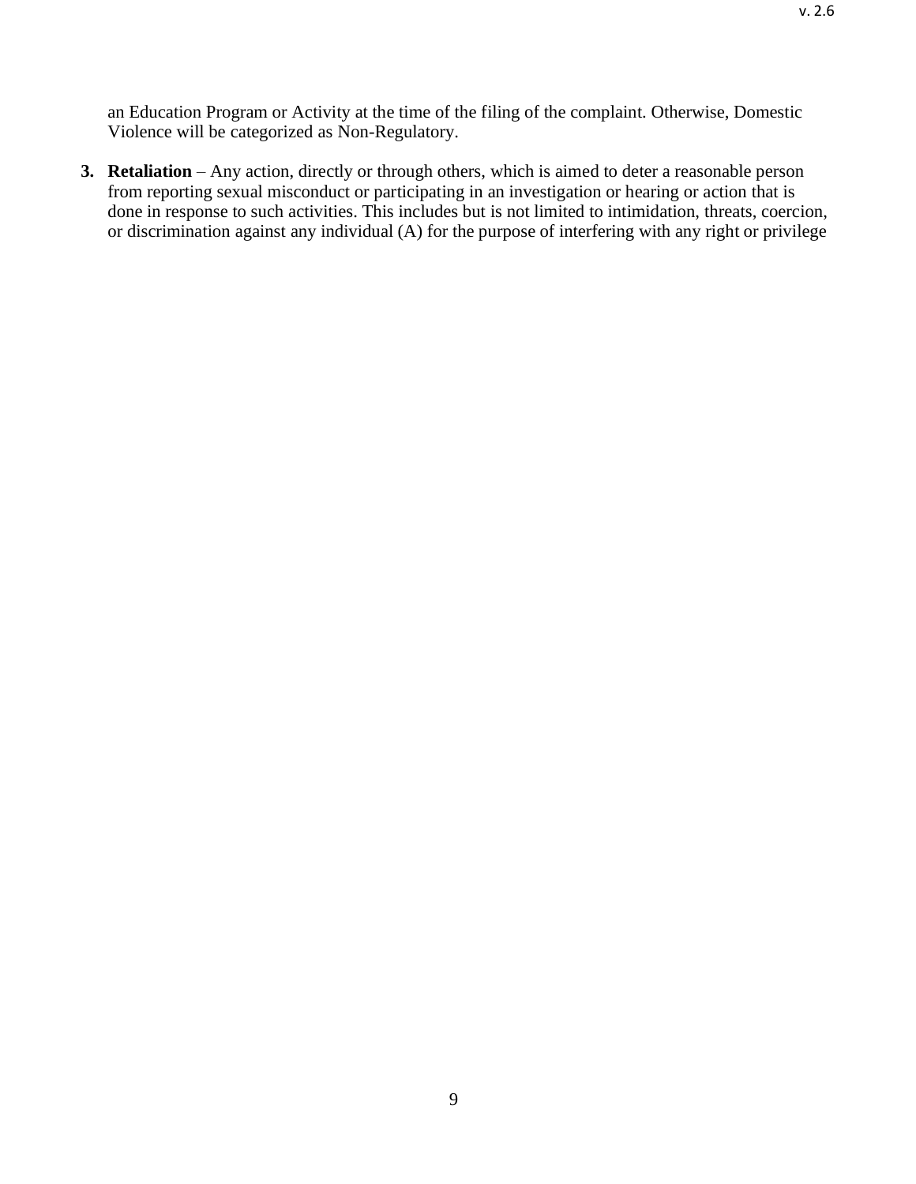an Education Program or Activity at the time of the filing of the complaint. Otherwise, Domestic Violence will be categorized as Non-Regulatory.

3. **Retaliation** – Any action, directly or through others, which is aimed to deter a reasonable person from reporting sexual misconduct or participating in an investigation or hearing or action that is done in response to such activities. This includes but is not limited to intimidation, threats, coercion, or discrimination against any individual (A) for the purpose of interfering with any right or privilege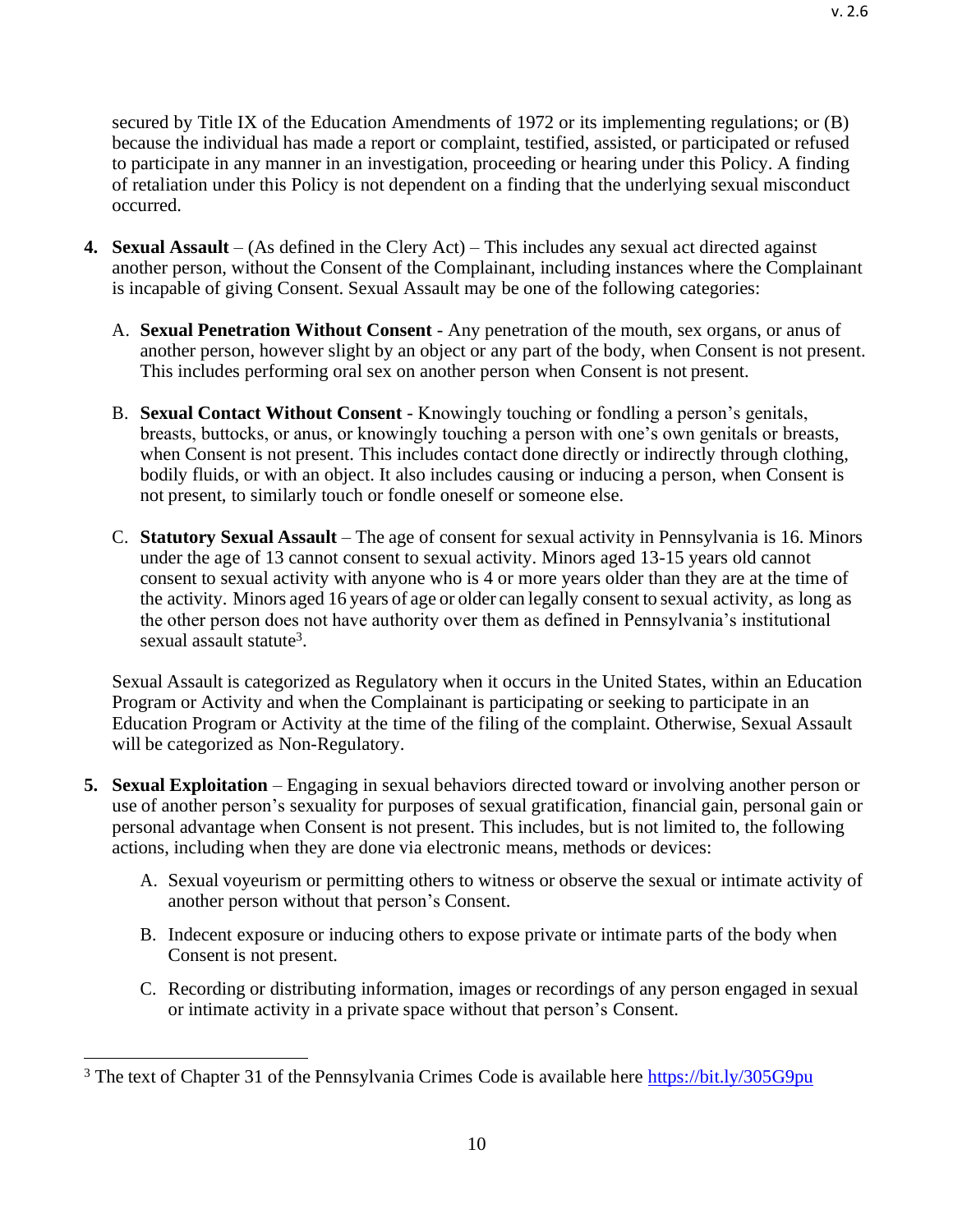secured by Title IX of the Education Amendments of 1972 or its implementing regulations; or (B) because the individual has made a report or complaint, testified, assisted, or participated or refused to participate in any manner in an investigation, proceeding or hearing under this Policy. A finding of retaliation under this Policy is not dependent on a finding that the underlying sexual misconduct occurred.

4. **Sexual Assault** – (As defined in the Clery Act) – This includes any sexual act directed against another person, without the Consent of the Complainant, including instances where the Complainant is incapable of giving Consent. Sexual Assault may be one of the following categories:

   A. **Sexual Penetration Without Consent** - Any penetration of the mouth, sex organs, or anus of another person, however slight by an object or any part of the body, when Consent is not present. This includes performing oral sex on another person when Consent is not present.

   B. **Sexual Contact Without Consent** - Knowingly touching or fondling a person's genitals, breasts, buttocks, or anus, or knowingly touching a person with one's own genitals or breasts, when Consent is not present. This includes contact done directly or indirectly through clothing, bodily fluids, or with an object. It also includes causing or inducing a person, when Consent is not present, to similarly touch or fondle oneself or someone else.

   C. **Statutory Sexual Assault** – The age of consent for sexual activity in Pennsylvania is 16. Minors under the age of 13 cannot consent to sexual activity. Minors aged 13-15 years old cannot consent to sexual activity with anyone who is 4 or more years older than they are at the time of the activity. Minors aged 16 years of age or older can legally consent to sexual activity, as long as the other person does not have authority over them as defined in Pennsylvania's institutional sexual assault statute[3].

   Sexual Assault is categorized as Regulatory when it occurs in the United States, within an Education Program or Activity and when the Complainant is participating or seeking to participate in an Education Program or Activity at the time of the filing of the complaint. Otherwise, Sexual Assault will be categorized as Non-Regulatory.

5. **Sexual Exploitation** – Engaging in sexual behaviors directed toward or involving another person or use of another person's sexuality for purposes of sexual gratification, financial gain, personal gain or personal advantage when Consent is not present. This includes, but is not limited to, the following actions, including when they are done via electronic means, methods or devices:

   A. Sexual voyeurism or permitting others to witness or observe the sexual or intimate activity of another person without that person's Consent.

   B. Indecent exposure or inducing others to expose private or intimate parts of the body when Consent is not present.

   C. Recording or distributing information, images or recordings of any person engaged in sexual or intimate activity in a private space without that person's Consent.

---

[3] The text of Chapter 31 of the Pennsylvania Crimes Code is available here https://bit.ly/305G9pu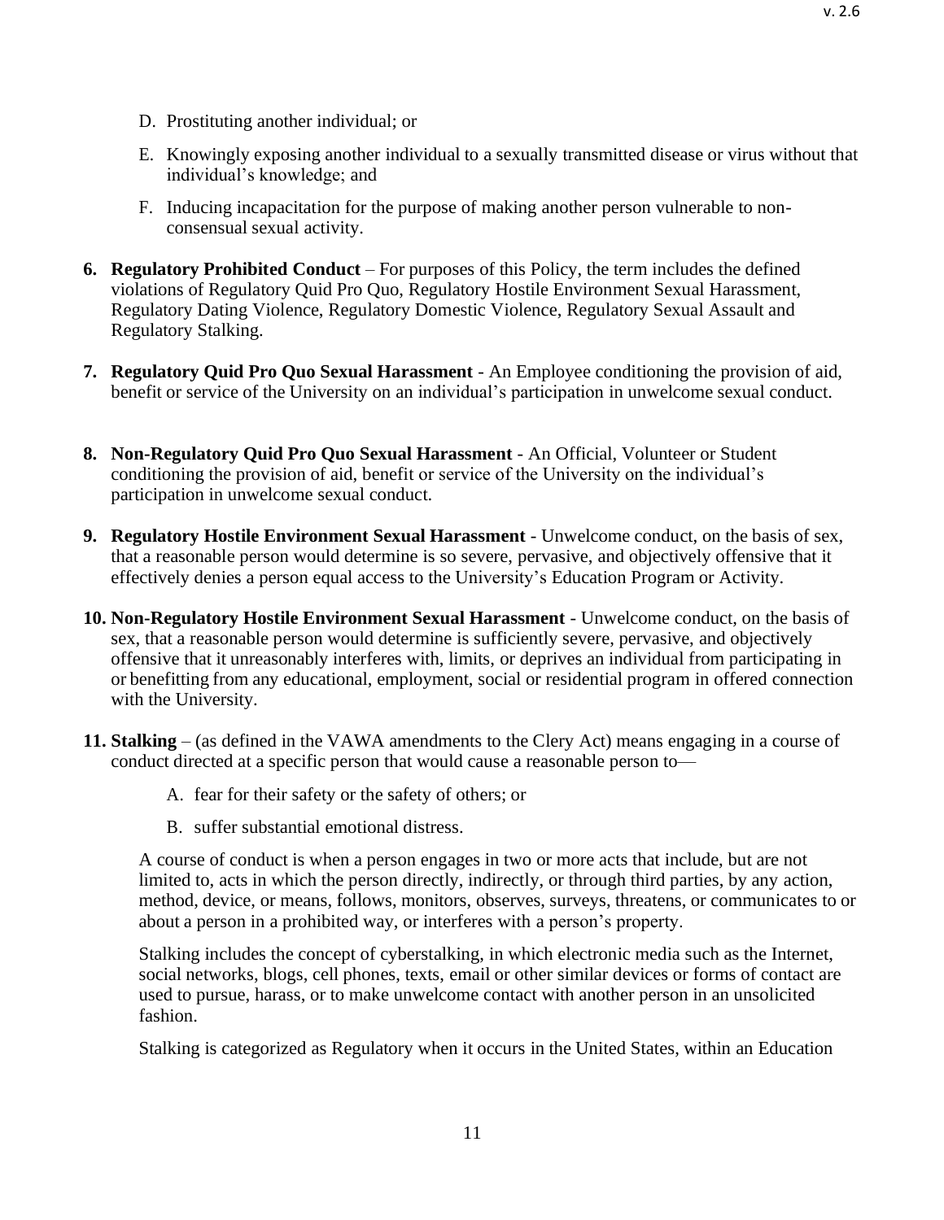D. Prostituting another individual; or

E. Knowingly exposing another individual to a sexually transmitted disease or virus without that individual's knowledge; and

F. Inducing incapacitation for the purpose of making another person vulnerable to non-consensual sexual activity.

6. **Regulatory Prohibited Conduct** – For purposes of this Policy, the term includes the defined violations of Regulatory Quid Pro Quo, Regulatory Hostile Environment Sexual Harassment, Regulatory Dating Violence, Regulatory Domestic Violence, Regulatory Sexual Assault and Regulatory Stalking.

7. **Regulatory Quid Pro Quo Sexual Harassment** - An Employee conditioning the provision of aid, benefit or service of the University on an individual's participation in unwelcome sexual conduct.

8. **Non-Regulatory Quid Pro Quo Sexual Harassment** - An Official, Volunteer or Student conditioning the provision of aid, benefit or service of the University on the individual's participation in unwelcome sexual conduct.

9. **Regulatory Hostile Environment Sexual Harassment** - Unwelcome conduct, on the basis of sex, that a reasonable person would determine is so severe, pervasive, and objectively offensive that it effectively denies a person equal access to the University's Education Program or Activity.

10. **Non-Regulatory Hostile Environment Sexual Harassment** - Unwelcome conduct, on the basis of sex, that a reasonable person would determine is sufficiently severe, pervasive, and objectively offensive that it unreasonably interferes with, limits, or deprives an individual from participating in or benefitting from any educational, employment, social or residential program in offered connection with the University.

11. **Stalking** – (as defined in the VAWA amendments to the Clery Act) means engaging in a course of conduct directed at a specific person that would cause a reasonable person to—

    A. fear for their safety or the safety of others; or

    B. suffer substantial emotional distress.

    A course of conduct is when a person engages in two or more acts that include, but are not limited to, acts in which the person directly, indirectly, or through third parties, by any action, method, device, or means, follows, monitors, observes, surveys, threatens, or communicates to or about a person in a prohibited way, or interferes with a person's property.

    Stalking includes the concept of cyberstalking, in which electronic media such as the Internet, social networks, blogs, cell phones, texts, email or other similar devices or forms of contact are used to pursue, harass, or to make unwelcome contact with another person in an unsolicited fashion.

    Stalking is categorized as Regulatory when it occurs in the United States, within an Education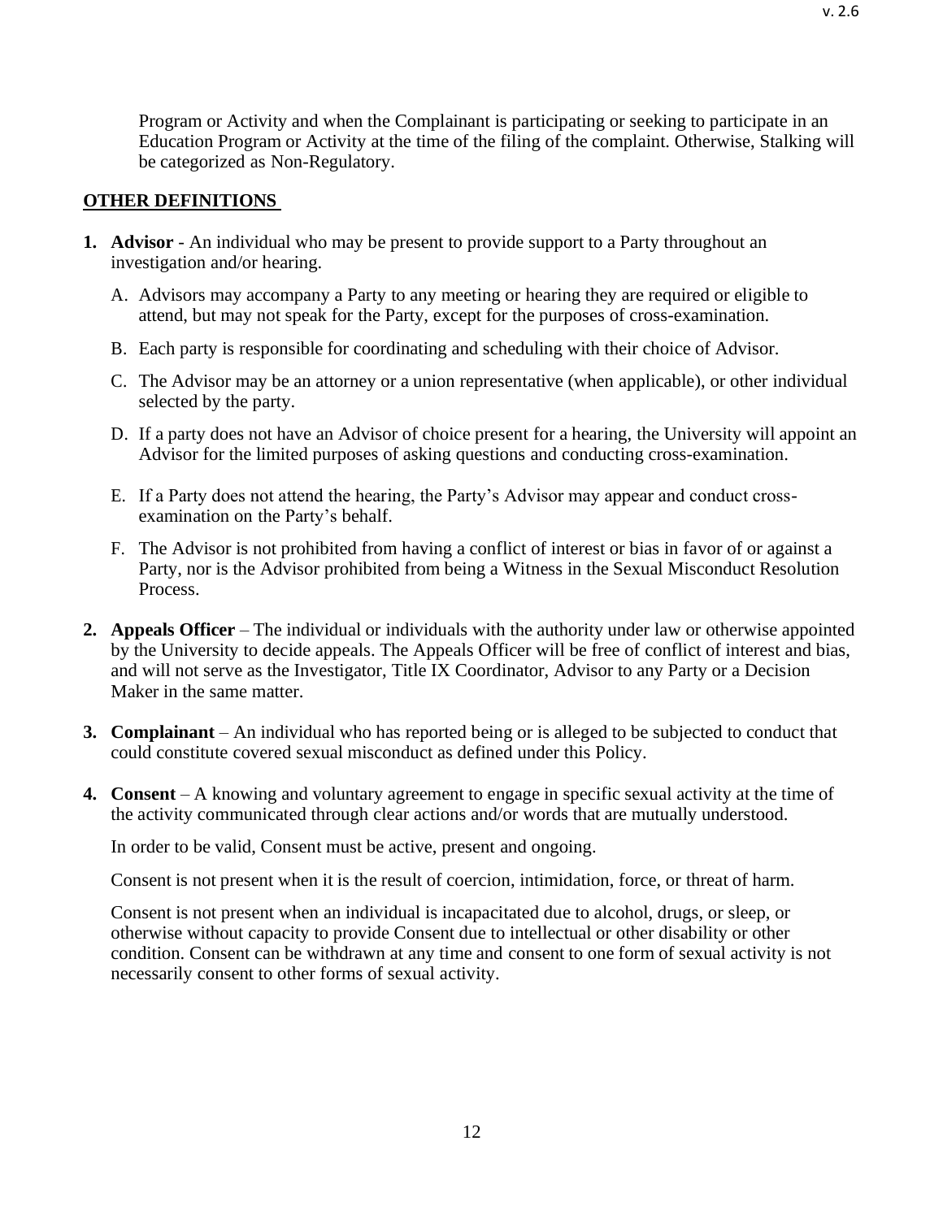Program or Activity and when the Complainant is participating or seeking to participate in an Education Program or Activity at the time of the filing of the complaint. Otherwise, Stalking will be categorized as Non-Regulatory.

## OTHER DEFINITIONS

1. **Advisor** - An individual who may be present to provide support to a Party throughout an investigation and/or hearing.

   A. Advisors may accompany a Party to any meeting or hearing they are required or eligible to attend, but may not speak for the Party, except for the purposes of cross-examination.

   B. Each party is responsible for coordinating and scheduling with their choice of Advisor.

   C. The Advisor may be an attorney or a union representative (when applicable), or other individual selected by the party.

   D. If a party does not have an Advisor of choice present for a hearing, the University will appoint an Advisor for the limited purposes of asking questions and conducting cross-examination.

   E. If a Party does not attend the hearing, the Party's Advisor may appear and conduct cross-examination on the Party's behalf.

   F. The Advisor is not prohibited from having a conflict of interest or bias in favor of or against a Party, nor is the Advisor prohibited from being a Witness in the Sexual Misconduct Resolution Process.

2. **Appeals Officer** – The individual or individuals with the authority under law or otherwise appointed by the University to decide appeals. The Appeals Officer will be free of conflict of interest and bias, and will not serve as the Investigator, Title IX Coordinator, Advisor to any Party or a Decision Maker in the same matter.

3. **Complainant** – An individual who has reported being or is alleged to be subjected to conduct that could constitute covered sexual misconduct as defined under this Policy.

4. **Consent** – A knowing and voluntary agreement to engage in specific sexual activity at the time of the activity communicated through clear actions and/or words that are mutually understood.

   In order to be valid, Consent must be active, present and ongoing.

   Consent is not present when it is the result of coercion, intimidation, force, or threat of harm.

   Consent is not present when an individual is incapacitated due to alcohol, drugs, or sleep, or otherwise without capacity to provide Consent due to intellectual or other disability or other condition. Consent can be withdrawn at any time and consent to one form of sexual activity is not necessarily consent to other forms of sexual activity.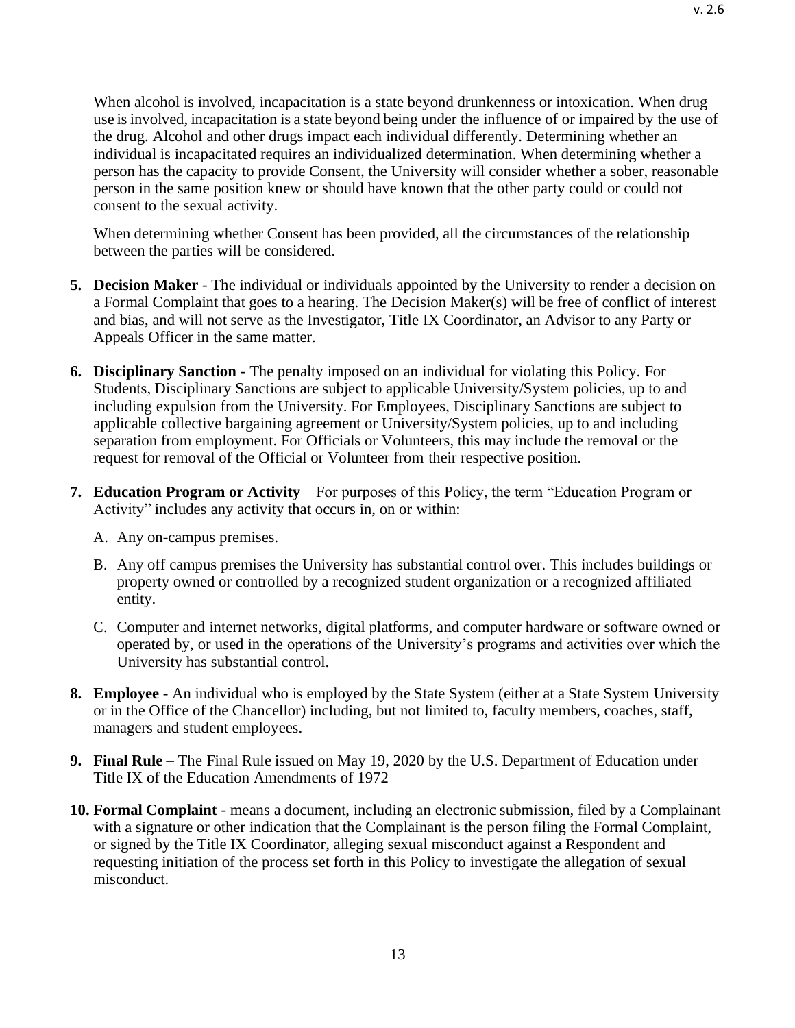When alcohol is involved, incapacitation is a state beyond drunkenness or intoxication. When drug use is involved, incapacitation is a state beyond being under the influence of or impaired by the use of the drug. Alcohol and other drugs impact each individual differently. Determining whether an individual is incapacitated requires an individualized determination. When determining whether a person has the capacity to provide Consent, the University will consider whether a sober, reasonable person in the same position knew or should have known that the other party could or could not consent to the sexual activity.

When determining whether Consent has been provided, all the circumstances of the relationship between the parties will be considered.

5. **Decision Maker** - The individual or individuals appointed by the University to render a decision on a Formal Complaint that goes to a hearing. The Decision Maker(s) will be free of conflict of interest and bias, and will not serve as the Investigator, Title IX Coordinator, an Advisor to any Party or Appeals Officer in the same matter.

6. **Disciplinary Sanction** - The penalty imposed on an individual for violating this Policy. For Students, Disciplinary Sanctions are subject to applicable University/System policies, up to and including expulsion from the University. For Employees, Disciplinary Sanctions are subject to applicable collective bargaining agreement or University/System policies, up to and including separation from employment. For Officials or Volunteers, this may include the removal or the request for removal of the Official or Volunteer from their respective position.

7. **Education Program or Activity** – For purposes of this Policy, the term "Education Program or Activity" includes any activity that occurs in, on or within:

   A. Any on-campus premises.

   B. Any off campus premises the University has substantial control over. This includes buildings or property owned or controlled by a recognized student organization or a recognized affiliated entity.

   C. Computer and internet networks, digital platforms, and computer hardware or software owned or operated by, or used in the operations of the University's programs and activities over which the University has substantial control.

8. **Employee** - An individual who is employed by the State System (either at a State System University or in the Office of the Chancellor) including, but not limited to, faculty members, coaches, staff, managers and student employees.

9. **Final Rule** – The Final Rule issued on May 19, 2020 by the U.S. Department of Education under Title IX of the Education Amendments of 1972

10. **Formal Complaint** - means a document, including an electronic submission, filed by a Complainant with a signature or other indication that the Complainant is the person filing the Formal Complaint, or signed by the Title IX Coordinator, alleging sexual misconduct against a Respondent and requesting initiation of the process set forth in this Policy to investigate the allegation of sexual misconduct.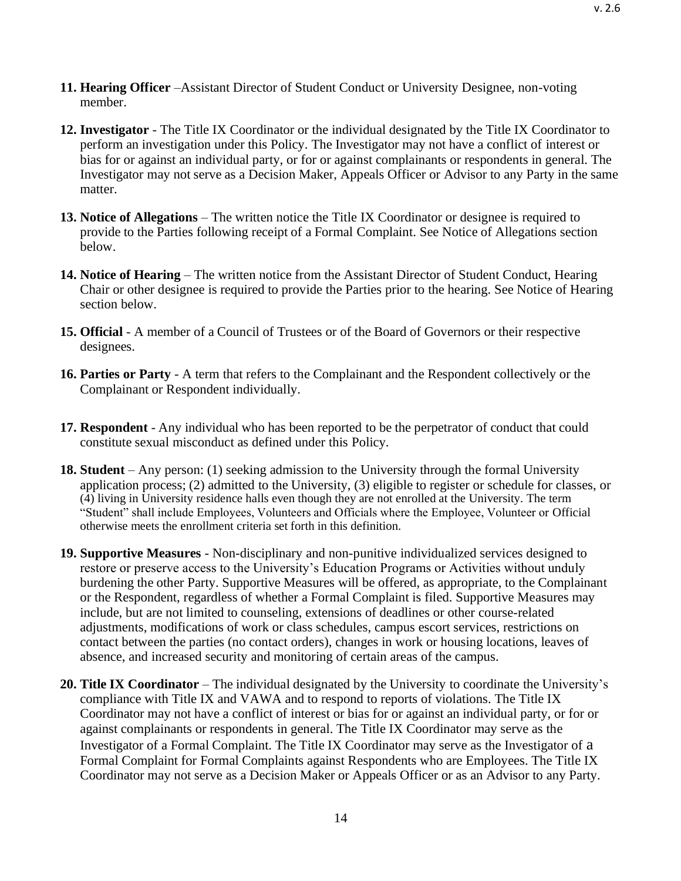11. **Hearing Officer** –Assistant Director of Student Conduct or University Designee, non-voting member.

12. **Investigator** - The Title IX Coordinator or the individual designated by the Title IX Coordinator to perform an investigation under this Policy. The Investigator may not have a conflict of interest or bias for or against an individual party, or for or against complainants or respondents in general. The Investigator may not serve as a Decision Maker, Appeals Officer or Advisor to any Party in the same matter.

13. **Notice of Allegations** – The written notice the Title IX Coordinator or designee is required to provide to the Parties following receipt of a Formal Complaint. See Notice of Allegations section below.

14. **Notice of Hearing** – The written notice from the Assistant Director of Student Conduct, Hearing Chair or other designee is required to provide the Parties prior to the hearing. See Notice of Hearing section below.

15. **Official** - A member of a Council of Trustees or of the Board of Governors or their respective designees.

16. **Parties or Party** - A term that refers to the Complainant and the Respondent collectively or the Complainant or Respondent individually.

17. **Respondent** - Any individual who has been reported to be the perpetrator of conduct that could constitute sexual misconduct as defined under this Policy.

18. **Student** – Any person: (1) seeking admission to the University through the formal University application process; (2) admitted to the University, (3) eligible to register or schedule for classes, or (4) living in University residence halls even though they are not enrolled at the University. The term "Student" shall include Employees, Volunteers and Officials where the Employee, Volunteer or Official otherwise meets the enrollment criteria set forth in this definition.

19. **Supportive Measures** - Non-disciplinary and non-punitive individualized services designed to restore or preserve access to the University's Education Programs or Activities without unduly burdening the other Party. Supportive Measures will be offered, as appropriate, to the Complainant or the Respondent, regardless of whether a Formal Complaint is filed. Supportive Measures may include, but are not limited to counseling, extensions of deadlines or other course-related adjustments, modifications of work or class schedules, campus escort services, restrictions on contact between the parties (no contact orders), changes in work or housing locations, leaves of absence, and increased security and monitoring of certain areas of the campus.

20. **Title IX Coordinator** – The individual designated by the University to coordinate the University's compliance with Title IX and VAWA and to respond to reports of violations. The Title IX Coordinator may not have a conflict of interest or bias for or against an individual party, or for or against complainants or respondents in general. The Title IX Coordinator may serve as the Investigator of a Formal Complaint. The Title IX Coordinator may serve as the Investigator of a Formal Complaint for Formal Complaints against Respondents who are Employees. The Title IX Coordinator may not serve as a Decision Maker or Appeals Officer or as an Advisor to any Party.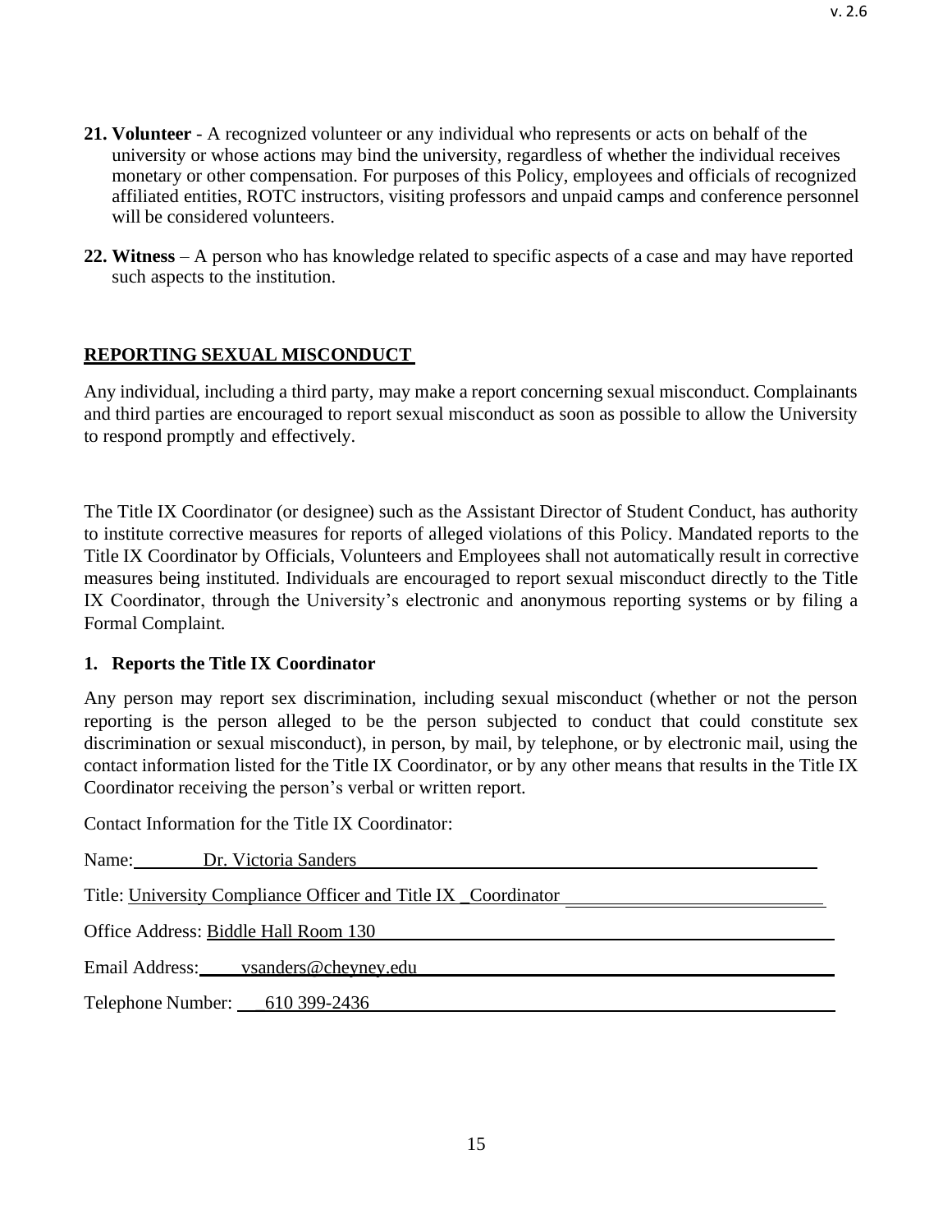**21. Volunteer** - A recognized volunteer or any individual who represents or acts on behalf of the university or whose actions may bind the university, regardless of whether the individual receives monetary or other compensation. For purposes of this Policy, employees and officials of recognized affiliated entities, ROTC instructors, visiting professors and unpaid camps and conference personnel will be considered volunteers.

**22. Witness** – A person who has knowledge related to specific aspects of a case and may have reported such aspects to the institution.

## REPORTING SEXUAL MISCONDUCT

Any individual, including a third party, may make a report concerning sexual misconduct. Complainants and third parties are encouraged to report sexual misconduct as soon as possible to allow the University to respond promptly and effectively.

The Title IX Coordinator (or designee) such as the Assistant Director of Student Conduct, has authority to institute corrective measures for reports of alleged violations of this Policy. Mandated reports to the Title IX Coordinator by Officials, Volunteers and Employees shall not automatically result in corrective measures being instituted. Individuals are encouraged to report sexual misconduct directly to the Title IX Coordinator, through the University's electronic and anonymous reporting systems or by filing a Formal Complaint.

### 1. Reports the Title IX Coordinator

Any person may report sex discrimination, including sexual misconduct (whether or not the person reporting is the person alleged to be the person subjected to conduct that could constitute sex discrimination or sexual misconduct), in person, by mail, by telephone, or by electronic mail, using the contact information listed for the Title IX Coordinator, or by any other means that results in the Title IX Coordinator receiving the person's verbal or written report.

Contact Information for the Title IX Coordinator:

Name: Dr. Victoria Sanders

Title: University Compliance Officer and Title IX _Coordinator

Office Address: Biddle Hall Room 130

Email Address: vsanders@cheyney.edu

Telephone Number: 610 399-2436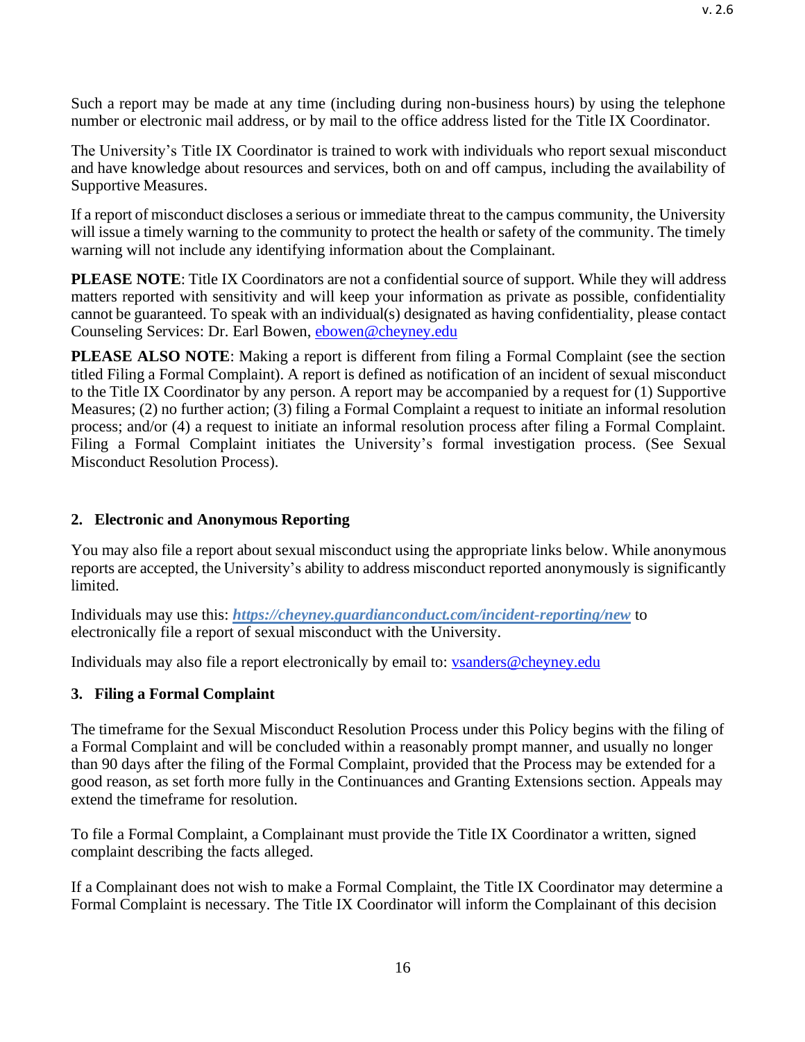Such a report may be made at any time (including during non-business hours) by using the telephone number or electronic mail address, or by mail to the office address listed for the Title IX Coordinator.

The University's Title IX Coordinator is trained to work with individuals who report sexual misconduct and have knowledge about resources and services, both on and off campus, including the availability of Supportive Measures.

If a report of misconduct discloses a serious or immediate threat to the campus community, the University will issue a timely warning to the community to protect the health or safety of the community. The timely warning will not include any identifying information about the Complainant.

**PLEASE NOTE**: Title IX Coordinators are not a confidential source of support. While they will address matters reported with sensitivity and will keep your information as private as possible, confidentiality cannot be guaranteed. To speak with an individual(s) designated as having confidentiality, please contact Counseling Services: Dr. Earl Bowen, ebowen@cheyney.edu

**PLEASE ALSO NOTE**: Making a report is different from filing a Formal Complaint (see the section titled Filing a Formal Complaint). A report is defined as notification of an incident of sexual misconduct to the Title IX Coordinator by any person. A report may be accompanied by a request for (1) Supportive Measures; (2) no further action; (3) filing a Formal Complaint a request to initiate an informal resolution process; and/or (4) a request to initiate an informal resolution process after filing a Formal Complaint. Filing a Formal Complaint initiates the University's formal investigation process. (See Sexual Misconduct Resolution Process).

## 2. Electronic and Anonymous Reporting

You may also file a report about sexual misconduct using the appropriate links below. While anonymous reports are accepted, the University's ability to address misconduct reported anonymously is significantly limited.

Individuals may use this: ***https://cheyney.guardianconduct.com/incident-reporting/new*** to electronically file a report of sexual misconduct with the University.

Individuals may also file a report electronically by email to: vsanders@cheyney.edu

## 3. Filing a Formal Complaint

The timeframe for the Sexual Misconduct Resolution Process under this Policy begins with the filing of a Formal Complaint and will be concluded within a reasonably prompt manner, and usually no longer than 90 days after the filing of the Formal Complaint, provided that the Process may be extended for a good reason, as set forth more fully in the Continuances and Granting Extensions section. Appeals may extend the timeframe for resolution.

To file a Formal Complaint, a Complainant must provide the Title IX Coordinator a written, signed complaint describing the facts alleged.

If a Complainant does not wish to make a Formal Complaint, the Title IX Coordinator may determine a Formal Complaint is necessary. The Title IX Coordinator will inform the Complainant of this decision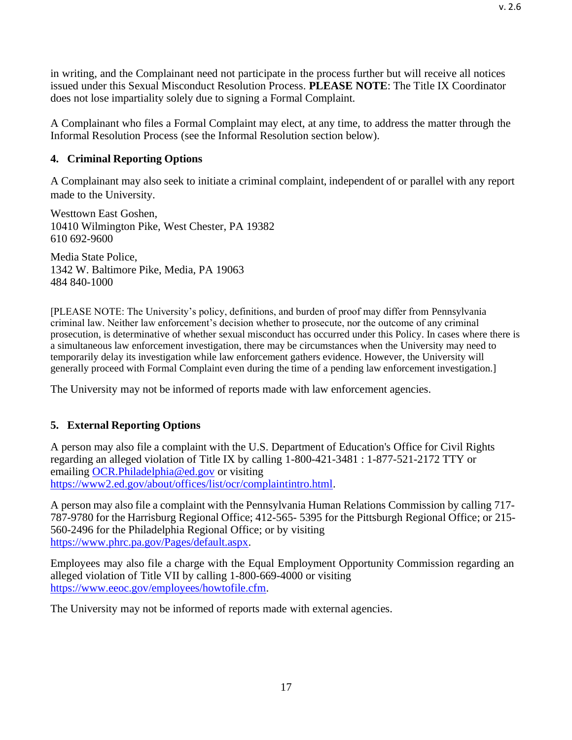in writing, and the Complainant need not participate in the process further but will receive all notices issued under this Sexual Misconduct Resolution Process. **PLEASE NOTE**: The Title IX Coordinator does not lose impartiality solely due to signing a Formal Complaint.

A Complainant who files a Formal Complaint may elect, at any time, to address the matter through the Informal Resolution Process (see the Informal Resolution section below).

### 4. Criminal Reporting Options

A Complainant may also seek to initiate a criminal complaint, independent of or parallel with any report made to the University.

Westtown East Goshen,
10410 Wilmington Pike, West Chester, PA 19382
610 692-9600

Media State Police,
1342 W. Baltimore Pike, Media, PA 19063
484 840-1000

[PLEASE NOTE: The University's policy, definitions, and burden of proof may differ from Pennsylvania criminal law. Neither law enforcement's decision whether to prosecute, nor the outcome of any criminal prosecution, is determinative of whether sexual misconduct has occurred under this Policy. In cases where there is a simultaneous law enforcement investigation, there may be circumstances when the University may need to temporarily delay its investigation while law enforcement gathers evidence. However, the University will generally proceed with Formal Complaint even during the time of a pending law enforcement investigation.]

The University may not be informed of reports made with law enforcement agencies.

### 5. External Reporting Options

A person may also file a complaint with the U.S. Department of Education's Office for Civil Rights regarding an alleged violation of Title IX by calling 1-800-421-3481 : 1-877-521-2172 TTY or emailing OCR.Philadelphia@ed.gov or visiting https://www2.ed.gov/about/offices/list/ocr/complaintintro.html.

A person may also file a complaint with the Pennsylvania Human Relations Commission by calling 717-787-9780 for the Harrisburg Regional Office; 412-565- 5395 for the Pittsburgh Regional Office; or 215-560-2496 for the Philadelphia Regional Office; or by visiting https://www.phrc.pa.gov/Pages/default.aspx.

Employees may also file a charge with the Equal Employment Opportunity Commission regarding an alleged violation of Title VII by calling 1-800-669-4000 or visiting https://www.eeoc.gov/employees/howtofile.cfm.

The University may not be informed of reports made with external agencies.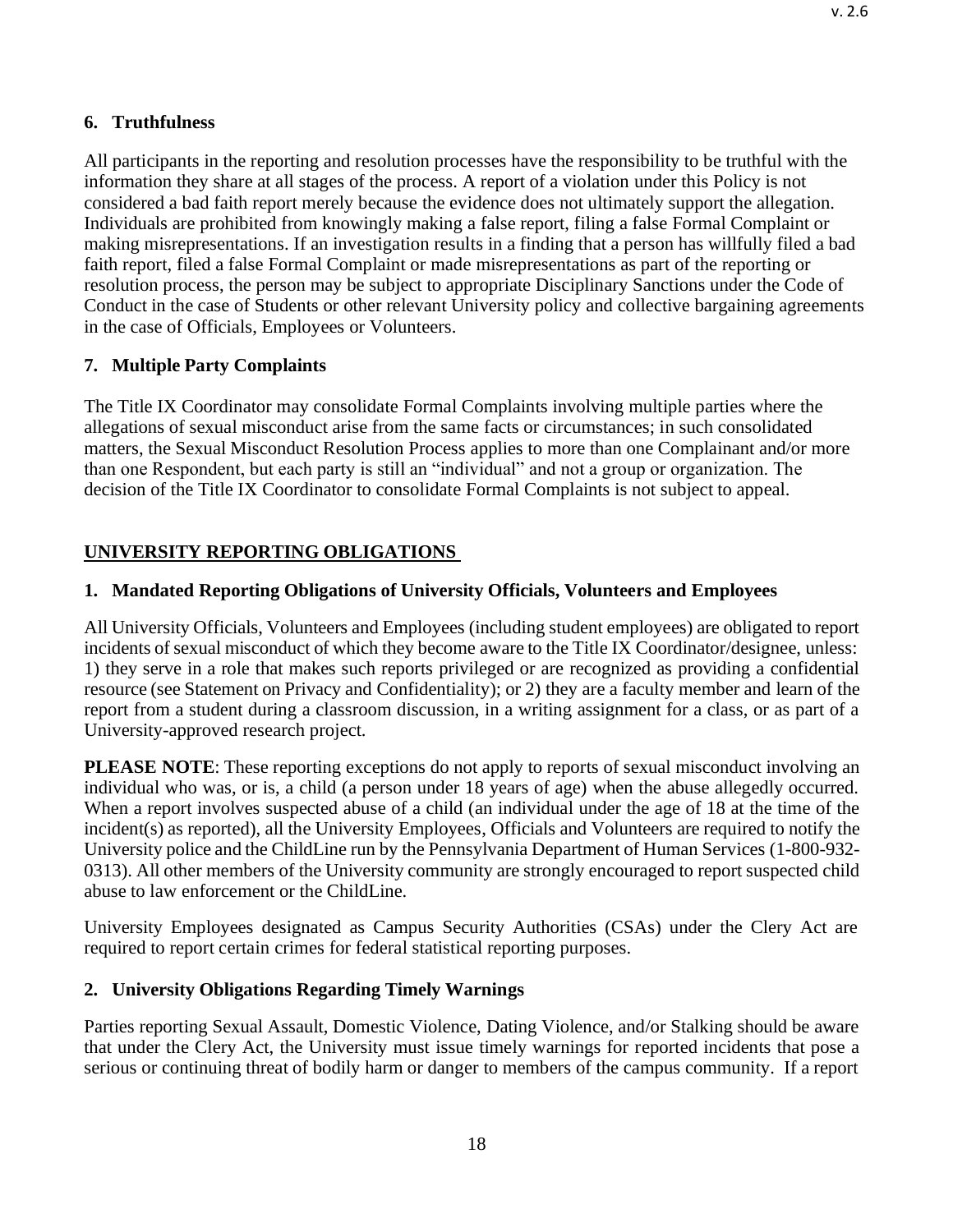**6. Truthfulness**

All participants in the reporting and resolution processes have the responsibility to be truthful with the information they share at all stages of the process. A report of a violation under this Policy is not considered a bad faith report merely because the evidence does not ultimately support the allegation. Individuals are prohibited from knowingly making a false report, filing a false Formal Complaint or making misrepresentations. If an investigation results in a finding that a person has willfully filed a bad faith report, filed a false Formal Complaint or made misrepresentations as part of the reporting or resolution process, the person may be subject to appropriate Disciplinary Sanctions under the Code of Conduct in the case of Students or other relevant University policy and collective bargaining agreements in the case of Officials, Employees or Volunteers.

**7. Multiple Party Complaints**

The Title IX Coordinator may consolidate Formal Complaints involving multiple parties where the allegations of sexual misconduct arise from the same facts or circumstances; in such consolidated matters, the Sexual Misconduct Resolution Process applies to more than one Complainant and/or more than one Respondent, but each party is still an "individual" and not a group or organization. The decision of the Title IX Coordinator to consolidate Formal Complaints is not subject to appeal.

## UNIVERSITY REPORTING OBLIGATIONS

**1. Mandated Reporting Obligations of University Officials, Volunteers and Employees**

All University Officials, Volunteers and Employees (including student employees) are obligated to report incidents of sexual misconduct of which they become aware to the Title IX Coordinator/designee, unless: 1) they serve in a role that makes such reports privileged or are recognized as providing a confidential resource (see Statement on Privacy and Confidentiality); or 2) they are a faculty member and learn of the report from a student during a classroom discussion, in a writing assignment for a class, or as part of a University-approved research project.

**PLEASE NOTE**: These reporting exceptions do not apply to reports of sexual misconduct involving an individual who was, or is, a child (a person under 18 years of age) when the abuse allegedly occurred. When a report involves suspected abuse of a child (an individual under the age of 18 at the time of the incident(s) as reported), all the University Employees, Officials and Volunteers are required to notify the University police and the ChildLine run by the Pennsylvania Department of Human Services (1-800-932-0313). All other members of the University community are strongly encouraged to report suspected child abuse to law enforcement or the ChildLine.

University Employees designated as Campus Security Authorities (CSAs) under the Clery Act are required to report certain crimes for federal statistical reporting purposes.

**2. University Obligations Regarding Timely Warnings**

Parties reporting Sexual Assault, Domestic Violence, Dating Violence, and/or Stalking should be aware that under the Clery Act, the University must issue timely warnings for reported incidents that pose a serious or continuing threat of bodily harm or danger to members of the campus community. If a report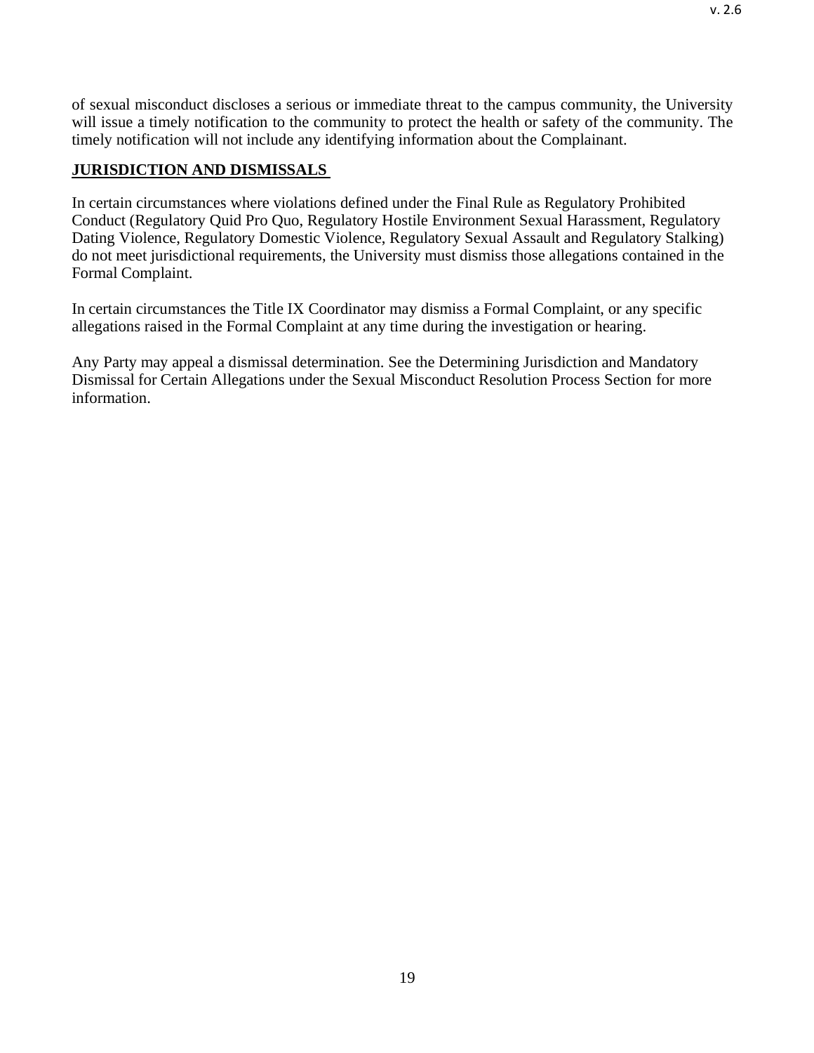of sexual misconduct discloses a serious or immediate threat to the campus community, the University will issue a timely notification to the community to protect the health or safety of the community. The timely notification will not include any identifying information about the Complainant.

## **JURISDICTION AND DISMISSALS**

In certain circumstances where violations defined under the Final Rule as Regulatory Prohibited Conduct (Regulatory Quid Pro Quo, Regulatory Hostile Environment Sexual Harassment, Regulatory Dating Violence, Regulatory Domestic Violence, Regulatory Sexual Assault and Regulatory Stalking) do not meet jurisdictional requirements, the University must dismiss those allegations contained in the Formal Complaint.

In certain circumstances the Title IX Coordinator may dismiss a Formal Complaint, or any specific allegations raised in the Formal Complaint at any time during the investigation or hearing.

Any Party may appeal a dismissal determination. See the Determining Jurisdiction and Mandatory Dismissal for Certain Allegations under the Sexual Misconduct Resolution Process Section for more information.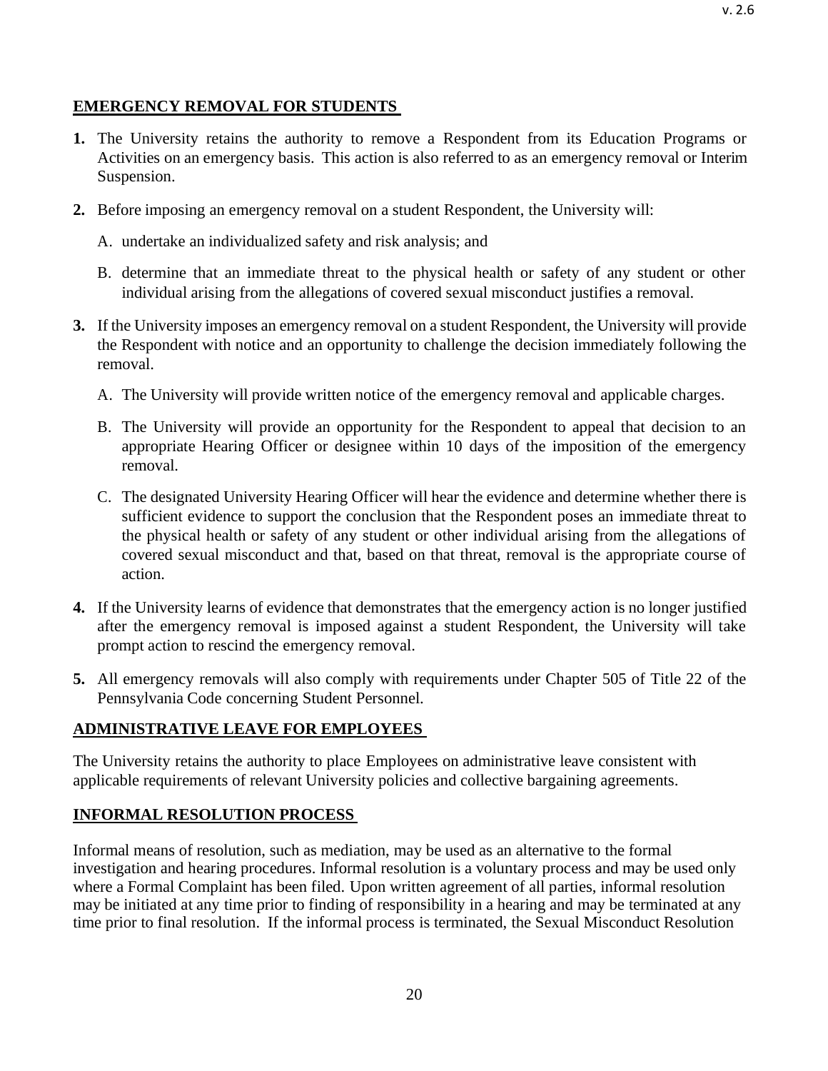## EMERGENCY REMOVAL FOR STUDENTS

**1.** The University retains the authority to remove a Respondent from its Education Programs or Activities on an emergency basis. This action is also referred to as an emergency removal or Interim Suspension.

**2.** Before imposing an emergency removal on a student Respondent, the University will:

   A. undertake an individualized safety and risk analysis; and

   B. determine that an immediate threat to the physical health or safety of any student or other individual arising from the allegations of covered sexual misconduct justifies a removal.

**3.** If the University imposes an emergency removal on a student Respondent, the University will provide the Respondent with notice and an opportunity to challenge the decision immediately following the removal.

   A. The University will provide written notice of the emergency removal and applicable charges.

   B. The University will provide an opportunity for the Respondent to appeal that decision to an appropriate Hearing Officer or designee within 10 days of the imposition of the emergency removal.

   C. The designated University Hearing Officer will hear the evidence and determine whether there is sufficient evidence to support the conclusion that the Respondent poses an immediate threat to the physical health or safety of any student or other individual arising from the allegations of covered sexual misconduct and that, based on that threat, removal is the appropriate course of action.

**4.** If the University learns of evidence that demonstrates that the emergency action is no longer justified after the emergency removal is imposed against a student Respondent, the University will take prompt action to rescind the emergency removal.

**5.** All emergency removals will also comply with requirements under Chapter 505 of Title 22 of the Pennsylvania Code concerning Student Personnel.

## ADMINISTRATIVE LEAVE FOR EMPLOYEES

The University retains the authority to place Employees on administrative leave consistent with applicable requirements of relevant University policies and collective bargaining agreements.

## INFORMAL RESOLUTION PROCESS

Informal means of resolution, such as mediation, may be used as an alternative to the formal investigation and hearing procedures. Informal resolution is a voluntary process and may be used only where a Formal Complaint has been filed. Upon written agreement of all parties, informal resolution may be initiated at any time prior to finding of responsibility in a hearing and may be terminated at any time prior to final resolution. If the informal process is terminated, the Sexual Misconduct Resolution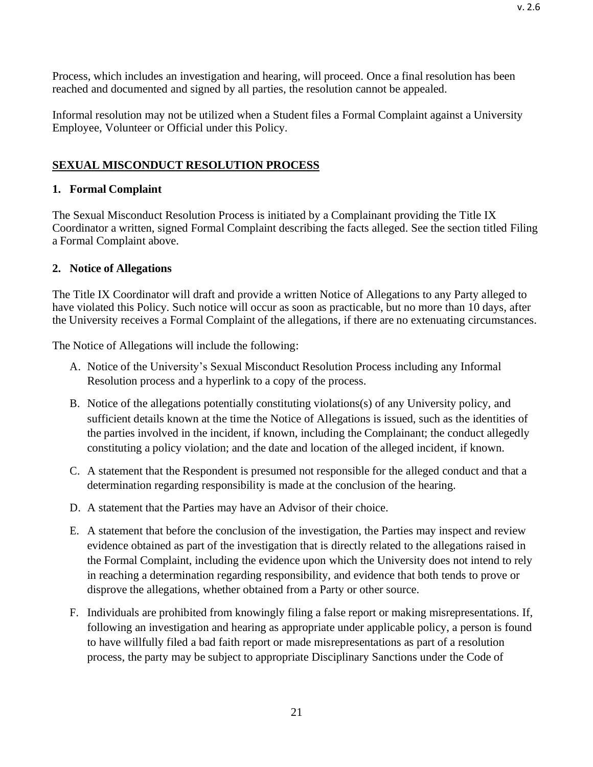Process, which includes an investigation and hearing, will proceed. Once a final resolution has been reached and documented and signed by all parties, the resolution cannot be appealed.

Informal resolution may not be utilized when a Student files a Formal Complaint against a University Employee, Volunteer or Official under this Policy.

## SEXUAL MISCONDUCT RESOLUTION PROCESS

### 1. Formal Complaint

The Sexual Misconduct Resolution Process is initiated by a Complainant providing the Title IX Coordinator a written, signed Formal Complaint describing the facts alleged. See the section titled Filing a Formal Complaint above.

### 2. Notice of Allegations

The Title IX Coordinator will draft and provide a written Notice of Allegations to any Party alleged to have violated this Policy. Such notice will occur as soon as practicable, but no more than 10 days, after the University receives a Formal Complaint of the allegations, if there are no extenuating circumstances.

The Notice of Allegations will include the following:

A. Notice of the University's Sexual Misconduct Resolution Process including any Informal Resolution process and a hyperlink to a copy of the process.

B. Notice of the allegations potentially constituting violations(s) of any University policy, and sufficient details known at the time the Notice of Allegations is issued, such as the identities of the parties involved in the incident, if known, including the Complainant; the conduct allegedly constituting a policy violation; and the date and location of the alleged incident, if known.

C. A statement that the Respondent is presumed not responsible for the alleged conduct and that a determination regarding responsibility is made at the conclusion of the hearing.

D. A statement that the Parties may have an Advisor of their choice.

E. A statement that before the conclusion of the investigation, the Parties may inspect and review evidence obtained as part of the investigation that is directly related to the allegations raised in the Formal Complaint, including the evidence upon which the University does not intend to rely in reaching a determination regarding responsibility, and evidence that both tends to prove or disprove the allegations, whether obtained from a Party or other source.

F. Individuals are prohibited from knowingly filing a false report or making misrepresentations. If, following an investigation and hearing as appropriate under applicable policy, a person is found to have willfully filed a bad faith report or made misrepresentations as part of a resolution process, the party may be subject to appropriate Disciplinary Sanctions under the Code of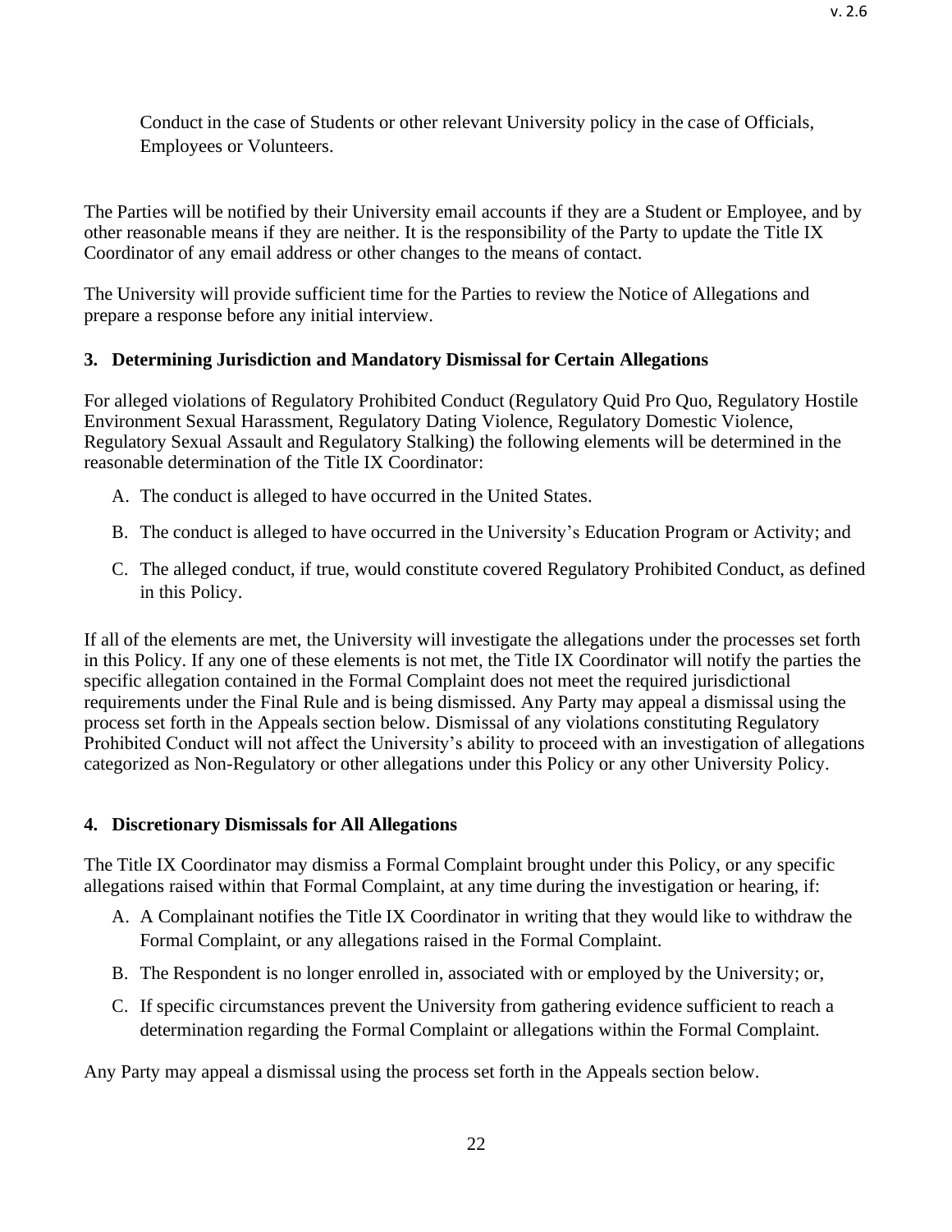Conduct in the case of Students or other relevant University policy in the case of Officials, Employees or Volunteers.

The Parties will be notified by their University email accounts if they are a Student or Employee, and by other reasonable means if they are neither. It is the responsibility of the Party to update the Title IX Coordinator of any email address or other changes to the means of contact.

The University will provide sufficient time for the Parties to review the Notice of Allegations and prepare a response before any initial interview.

### 3. Determining Jurisdiction and Mandatory Dismissal for Certain Allegations

For alleged violations of Regulatory Prohibited Conduct (Regulatory Quid Pro Quo, Regulatory Hostile Environment Sexual Harassment, Regulatory Dating Violence, Regulatory Domestic Violence, Regulatory Sexual Assault and Regulatory Stalking) the following elements will be determined in the reasonable determination of the Title IX Coordinator:

A. The conduct is alleged to have occurred in the United States.

B. The conduct is alleged to have occurred in the University's Education Program or Activity; and

C. The alleged conduct, if true, would constitute covered Regulatory Prohibited Conduct, as defined in this Policy.

If all of the elements are met, the University will investigate the allegations under the processes set forth in this Policy. If any one of these elements is not met, the Title IX Coordinator will notify the parties the specific allegation contained in the Formal Complaint does not meet the required jurisdictional requirements under the Final Rule and is being dismissed. Any Party may appeal a dismissal using the process set forth in the Appeals section below. Dismissal of any violations constituting Regulatory Prohibited Conduct will not affect the University's ability to proceed with an investigation of allegations categorized as Non-Regulatory or other allegations under this Policy or any other University Policy.

### 4. Discretionary Dismissals for All Allegations

The Title IX Coordinator may dismiss a Formal Complaint brought under this Policy, or any specific allegations raised within that Formal Complaint, at any time during the investigation or hearing, if:

A. A Complainant notifies the Title IX Coordinator in writing that they would like to withdraw the Formal Complaint, or any allegations raised in the Formal Complaint.

B. The Respondent is no longer enrolled in, associated with or employed by the University; or,

C. If specific circumstances prevent the University from gathering evidence sufficient to reach a determination regarding the Formal Complaint or allegations within the Formal Complaint.

Any Party may appeal a dismissal using the process set forth in the Appeals section below.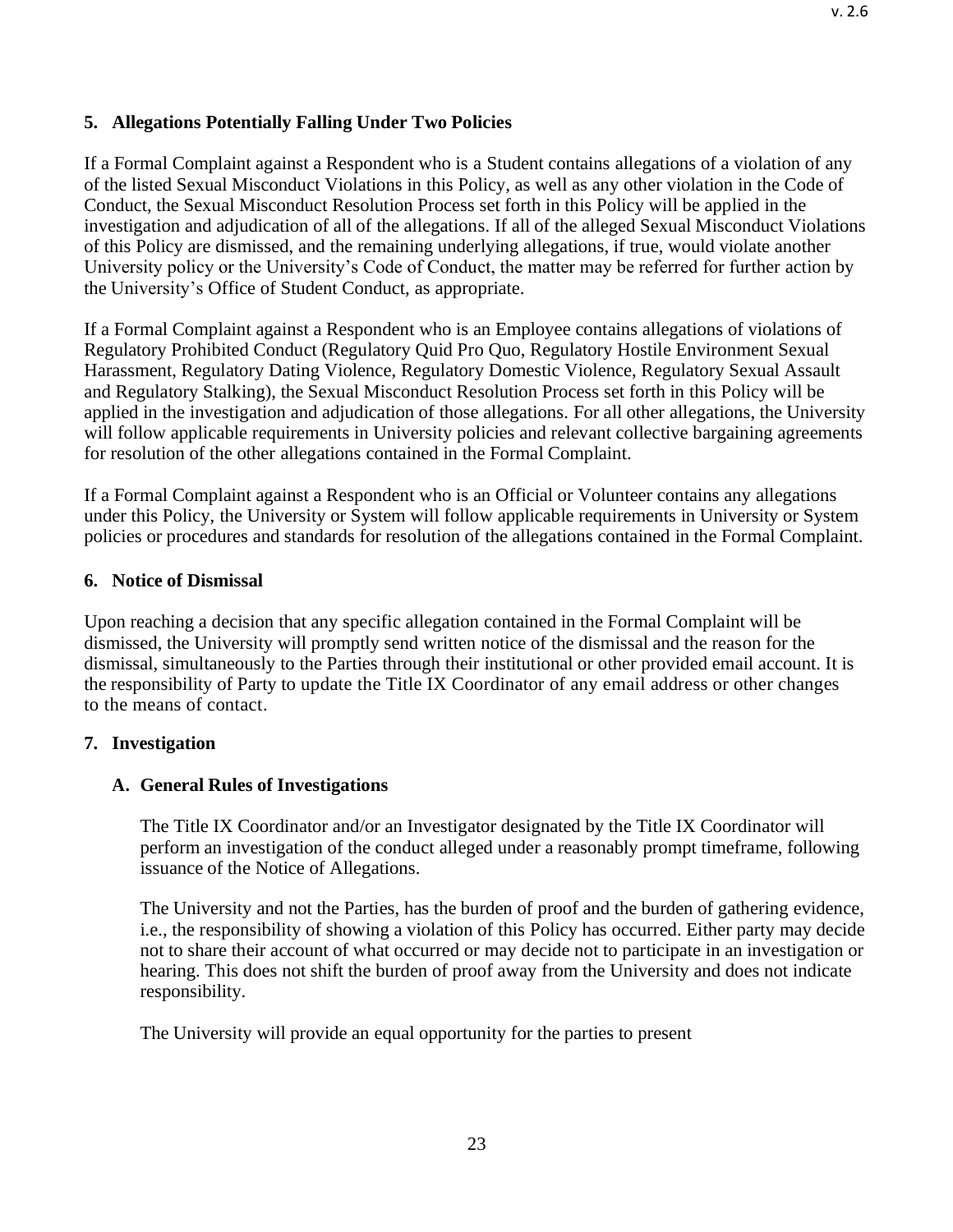### 5. Allegations Potentially Falling Under Two Policies

If a Formal Complaint against a Respondent who is a Student contains allegations of a violation of any of the listed Sexual Misconduct Violations in this Policy, as well as any other violation in the Code of Conduct, the Sexual Misconduct Resolution Process set forth in this Policy will be applied in the investigation and adjudication of all of the allegations. If all of the alleged Sexual Misconduct Violations of this Policy are dismissed, and the remaining underlying allegations, if true, would violate another University policy or the University's Code of Conduct, the matter may be referred for further action by the University's Office of Student Conduct, as appropriate.

If a Formal Complaint against a Respondent who is an Employee contains allegations of violations of Regulatory Prohibited Conduct (Regulatory Quid Pro Quo, Regulatory Hostile Environment Sexual Harassment, Regulatory Dating Violence, Regulatory Domestic Violence, Regulatory Sexual Assault and Regulatory Stalking), the Sexual Misconduct Resolution Process set forth in this Policy will be applied in the investigation and adjudication of those allegations. For all other allegations, the University will follow applicable requirements in University policies and relevant collective bargaining agreements for resolution of the other allegations contained in the Formal Complaint.

If a Formal Complaint against a Respondent who is an Official or Volunteer contains any allegations under this Policy, the University or System will follow applicable requirements in University or System policies or procedures and standards for resolution of the allegations contained in the Formal Complaint.

### 6. Notice of Dismissal

Upon reaching a decision that any specific allegation contained in the Formal Complaint will be dismissed, the University will promptly send written notice of the dismissal and the reason for the dismissal, simultaneously to the Parties through their institutional or other provided email account. It is the responsibility of Party to update the Title IX Coordinator of any email address or other changes to the means of contact.

### 7. Investigation

#### A. General Rules of Investigations

The Title IX Coordinator and/or an Investigator designated by the Title IX Coordinator will perform an investigation of the conduct alleged under a reasonably prompt timeframe, following issuance of the Notice of Allegations.

The University and not the Parties, has the burden of proof and the burden of gathering evidence, i.e., the responsibility of showing a violation of this Policy has occurred. Either party may decide not to share their account of what occurred or may decide not to participate in an investigation or hearing. This does not shift the burden of proof away from the University and does not indicate responsibility.

The University will provide an equal opportunity for the parties to present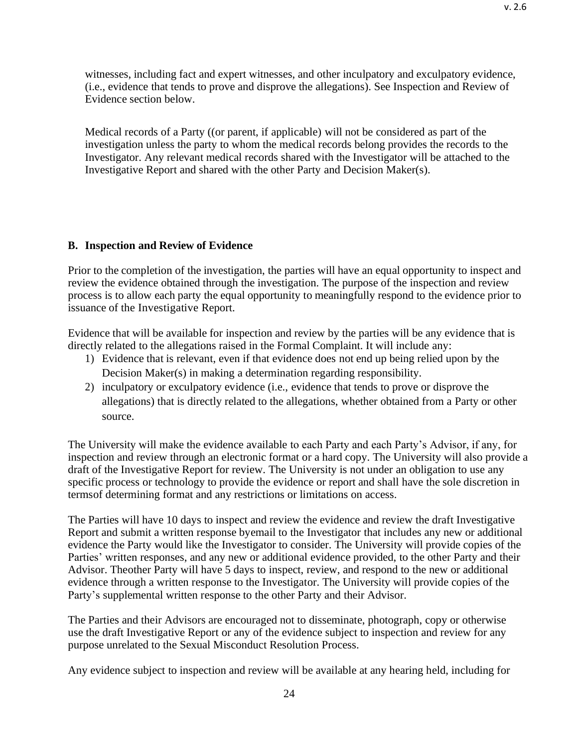witnesses, including fact and expert witnesses, and other inculpatory and exculpatory evidence, (i.e., evidence that tends to prove and disprove the allegations). See Inspection and Review of Evidence section below.

Medical records of a Party ((or parent, if applicable) will not be considered as part of the investigation unless the party to whom the medical records belong provides the records to the Investigator. Any relevant medical records shared with the Investigator will be attached to the Investigative Report and shared with the other Party and Decision Maker(s).

### B. Inspection and Review of Evidence

Prior to the completion of the investigation, the parties will have an equal opportunity to inspect and review the evidence obtained through the investigation. The purpose of the inspection and review process is to allow each party the equal opportunity to meaningfully respond to the evidence prior to issuance of the Investigative Report.

Evidence that will be available for inspection and review by the parties will be any evidence that is directly related to the allegations raised in the Formal Complaint. It will include any:

1) Evidence that is relevant, even if that evidence does not end up being relied upon by the Decision Maker(s) in making a determination regarding responsibility.
2) inculpatory or exculpatory evidence (i.e., evidence that tends to prove or disprove the allegations) that is directly related to the allegations, whether obtained from a Party or other source.

The University will make the evidence available to each Party and each Party's Advisor, if any, for inspection and review through an electronic format or a hard copy. The University will also provide a draft of the Investigative Report for review. The University is not under an obligation to use any specific process or technology to provide the evidence or report and shall have the sole discretion in termsof determining format and any restrictions or limitations on access.

The Parties will have 10 days to inspect and review the evidence and review the draft Investigative Report and submit a written response byemail to the Investigator that includes any new or additional evidence the Party would like the Investigator to consider. The University will provide copies of the Parties' written responses, and any new or additional evidence provided, to the other Party and their Advisor. Theother Party will have 5 days to inspect, review, and respond to the new or additional evidence through a written response to the Investigator. The University will provide copies of the Party's supplemental written response to the other Party and their Advisor.

The Parties and their Advisors are encouraged not to disseminate, photograph, copy or otherwise use the draft Investigative Report or any of the evidence subject to inspection and review for any purpose unrelated to the Sexual Misconduct Resolution Process.

Any evidence subject to inspection and review will be available at any hearing held, including for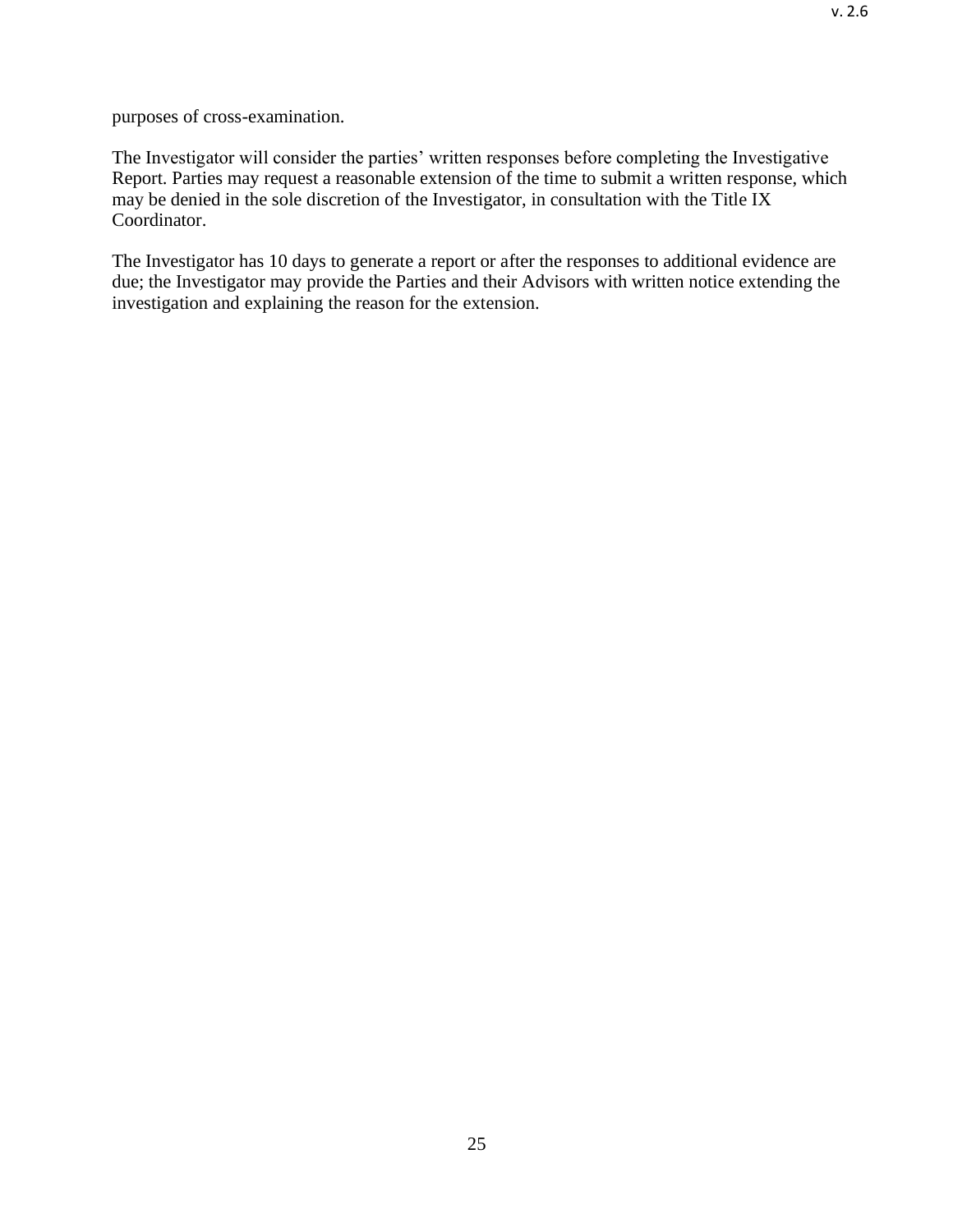purposes of cross-examination.

The Investigator will consider the parties' written responses before completing the Investigative Report. Parties may request a reasonable extension of the time to submit a written response, which may be denied in the sole discretion of the Investigator, in consultation with the Title IX Coordinator.

The Investigator has 10 days to generate a report or after the responses to additional evidence are due; the Investigator may provide the Parties and their Advisors with written notice extending the investigation and explaining the reason for the extension.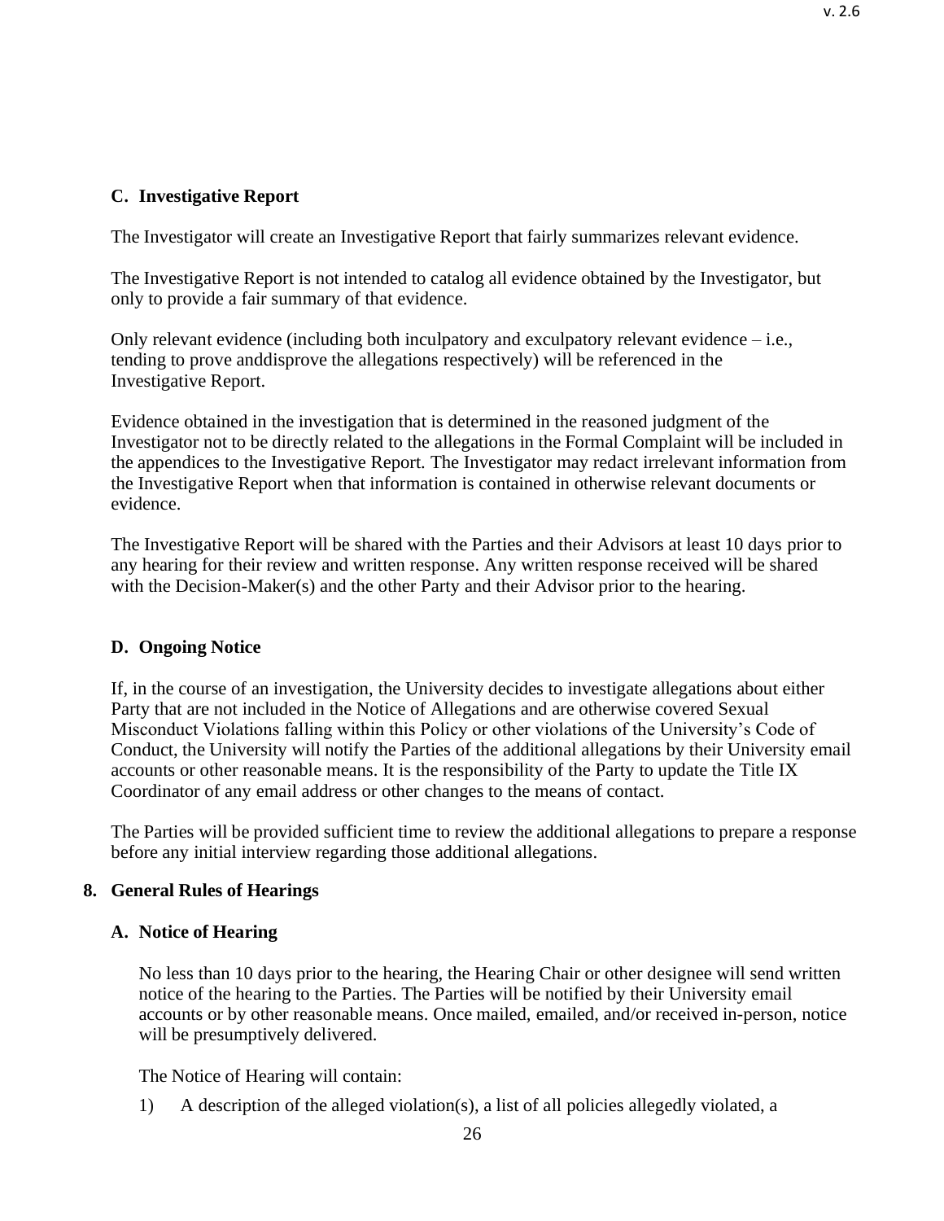### C. Investigative Report

The Investigator will create an Investigative Report that fairly summarizes relevant evidence.

The Investigative Report is not intended to catalog all evidence obtained by the Investigator, but only to provide a fair summary of that evidence.

Only relevant evidence (including both inculpatory and exculpatory relevant evidence – i.e., tending to prove anddisprove the allegations respectively) will be referenced in the Investigative Report.

Evidence obtained in the investigation that is determined in the reasoned judgment of the Investigator not to be directly related to the allegations in the Formal Complaint will be included in the appendices to the Investigative Report. The Investigator may redact irrelevant information from the Investigative Report when that information is contained in otherwise relevant documents or evidence.

The Investigative Report will be shared with the Parties and their Advisors at least 10 days prior to any hearing for their review and written response. Any written response received will be shared with the Decision-Maker(s) and the other Party and their Advisor prior to the hearing.

### D. Ongoing Notice

If, in the course of an investigation, the University decides to investigate allegations about either Party that are not included in the Notice of Allegations and are otherwise covered Sexual Misconduct Violations falling within this Policy or other violations of the University's Code of Conduct, the University will notify the Parties of the additional allegations by their University email accounts or other reasonable means. It is the responsibility of the Party to update the Title IX Coordinator of any email address or other changes to the means of contact.

The Parties will be provided sufficient time to review the additional allegations to prepare a response before any initial interview regarding those additional allegations.

## 8. General Rules of Hearings

### A. Notice of Hearing

No less than 10 days prior to the hearing, the Hearing Chair or other designee will send written notice of the hearing to the Parties. The Parties will be notified by their University email accounts or by other reasonable means. Once mailed, emailed, and/or received in-person, notice will be presumptively delivered.

The Notice of Hearing will contain:

1) A description of the alleged violation(s), a list of all policies allegedly violated, a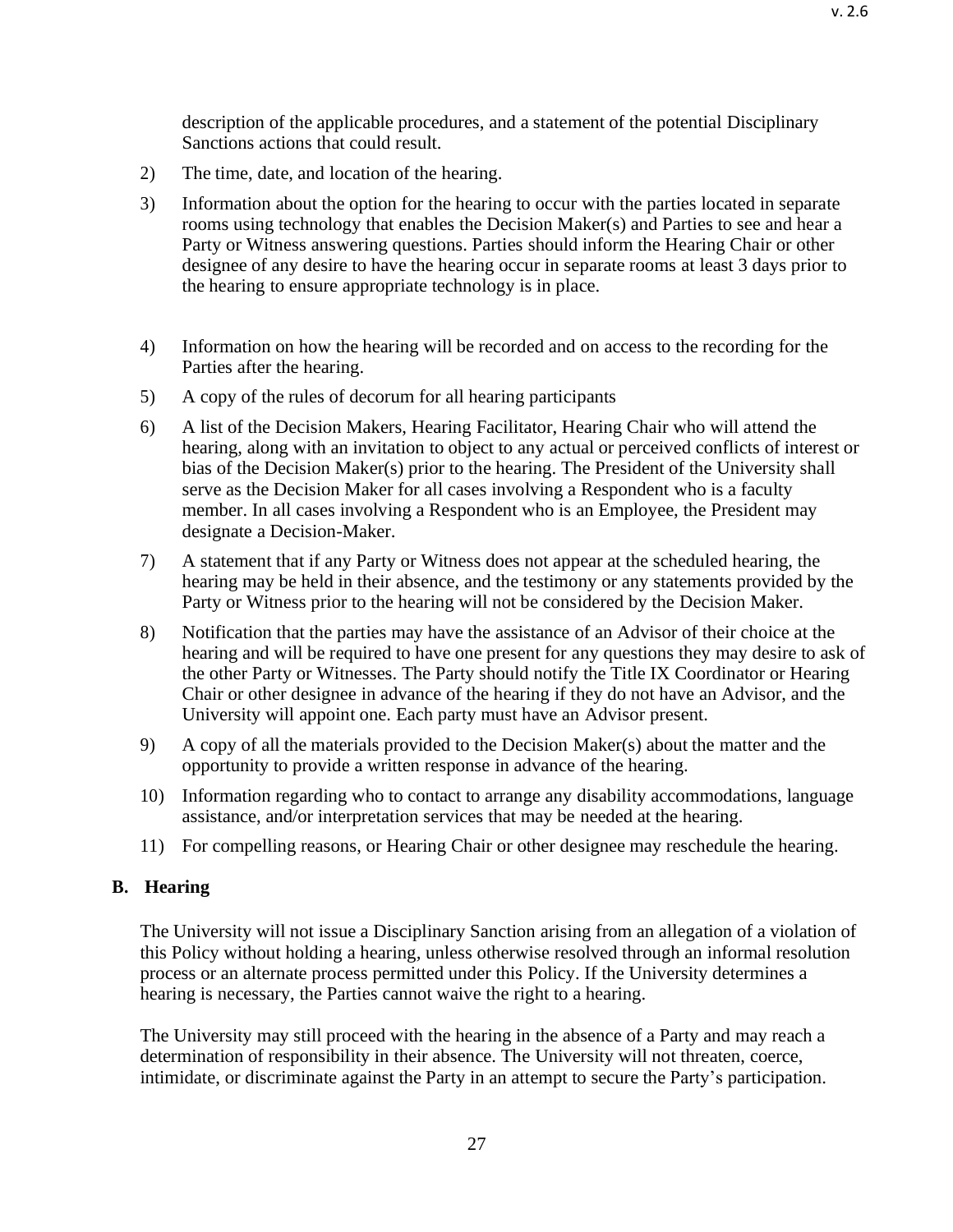description of the applicable procedures, and a statement of the potential Disciplinary Sanctions actions that could result.

2) The time, date, and location of the hearing.

3) Information about the option for the hearing to occur with the parties located in separate rooms using technology that enables the Decision Maker(s) and Parties to see and hear a Party or Witness answering questions. Parties should inform the Hearing Chair or other designee of any desire to have the hearing occur in separate rooms at least 3 days prior to the hearing to ensure appropriate technology is in place.

4) Information on how the hearing will be recorded and on access to the recording for the Parties after the hearing.

5) A copy of the rules of decorum for all hearing participants

6) A list of the Decision Makers, Hearing Facilitator, Hearing Chair who will attend the hearing, along with an invitation to object to any actual or perceived conflicts of interest or bias of the Decision Maker(s) prior to the hearing. The President of the University shall serve as the Decision Maker for all cases involving a Respondent who is a faculty member. In all cases involving a Respondent who is an Employee, the President may designate a Decision-Maker.

7) A statement that if any Party or Witness does not appear at the scheduled hearing, the hearing may be held in their absence, and the testimony or any statements provided by the Party or Witness prior to the hearing will not be considered by the Decision Maker.

8) Notification that the parties may have the assistance of an Advisor of their choice at the hearing and will be required to have one present for any questions they may desire to ask of the other Party or Witnesses. The Party should notify the Title IX Coordinator or Hearing Chair or other designee in advance of the hearing if they do not have an Advisor, and the University will appoint one. Each party must have an Advisor present.

9) A copy of all the materials provided to the Decision Maker(s) about the matter and the opportunity to provide a written response in advance of the hearing.

10) Information regarding who to contact to arrange any disability accommodations, language assistance, and/or interpretation services that may be needed at the hearing.

11) For compelling reasons, or Hearing Chair or other designee may reschedule the hearing.

## B. Hearing

The University will not issue a Disciplinary Sanction arising from an allegation of a violation of this Policy without holding a hearing, unless otherwise resolved through an informal resolution process or an alternate process permitted under this Policy. If the University determines a hearing is necessary, the Parties cannot waive the right to a hearing.

The University may still proceed with the hearing in the absence of a Party and may reach a determination of responsibility in their absence. The University will not threaten, coerce, intimidate, or discriminate against the Party in an attempt to secure the Party's participation.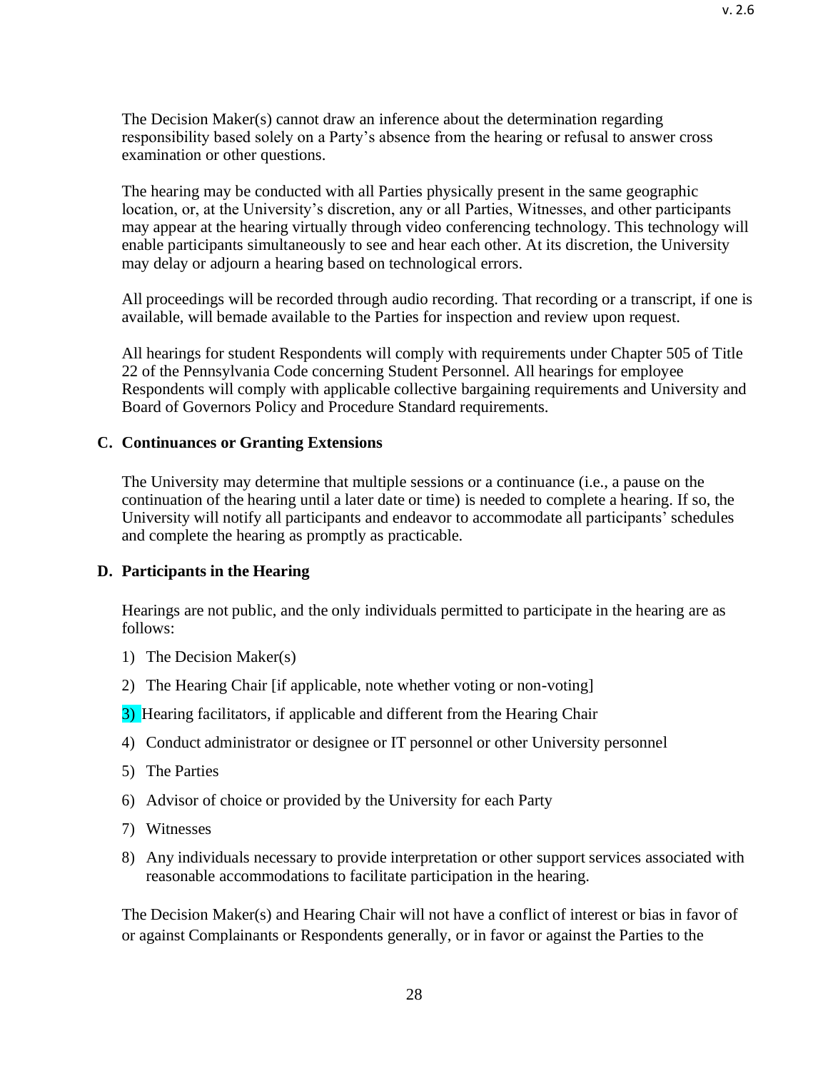The Decision Maker(s) cannot draw an inference about the determination regarding responsibility based solely on a Party's absence from the hearing or refusal to answer cross examination or other questions.

The hearing may be conducted with all Parties physically present in the same geographic location, or, at the University's discretion, any or all Parties, Witnesses, and other participants may appear at the hearing virtually through video conferencing technology. This technology will enable participants simultaneously to see and hear each other. At its discretion, the University may delay or adjourn a hearing based on technological errors.

All proceedings will be recorded through audio recording. That recording or a transcript, if one is available, will bemade available to the Parties for inspection and review upon request.

All hearings for student Respondents will comply with requirements under Chapter 505 of Title 22 of the Pennsylvania Code concerning Student Personnel. All hearings for employee Respondents will comply with applicable collective bargaining requirements and University and Board of Governors Policy and Procedure Standard requirements.

**C. Continuances or Granting Extensions**

The University may determine that multiple sessions or a continuance (i.e., a pause on the continuation of the hearing until a later date or time) is needed to complete a hearing. If so, the University will notify all participants and endeavor to accommodate all participants' schedules and complete the hearing as promptly as practicable.

**D. Participants in the Hearing**

Hearings are not public, and the only individuals permitted to participate in the hearing are as follows:

1) The Decision Maker(s)
2) The Hearing Chair [if applicable, note whether voting or non-voting]
3) Hearing facilitators, if applicable and different from the Hearing Chair
4) Conduct administrator or designee or IT personnel or other University personnel
5) The Parties
6) Advisor of choice or provided by the University for each Party
7) Witnesses
8) Any individuals necessary to provide interpretation or other support services associated with reasonable accommodations to facilitate participation in the hearing.

The Decision Maker(s) and Hearing Chair will not have a conflict of interest or bias in favor of or against Complainants or Respondents generally, or in favor or against the Parties to the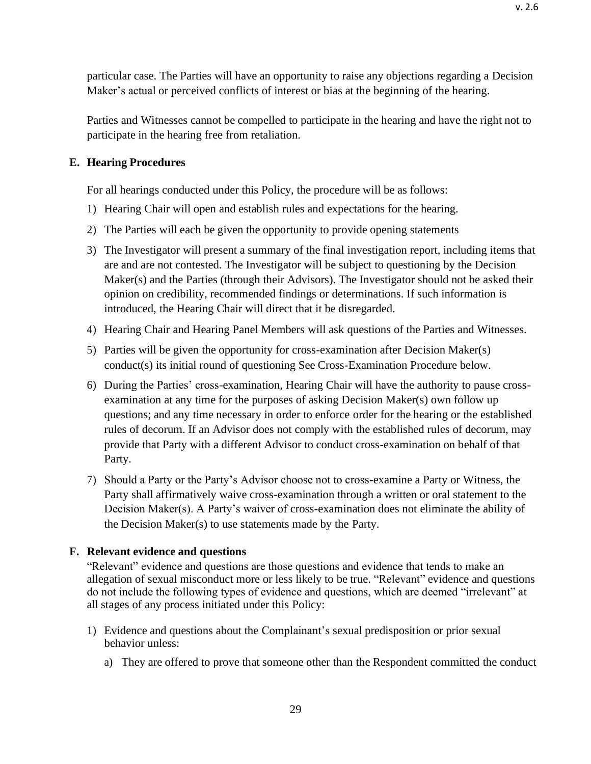particular case. The Parties will have an opportunity to raise any objections regarding a Decision Maker's actual or perceived conflicts of interest or bias at the beginning of the hearing.

Parties and Witnesses cannot be compelled to participate in the hearing and have the right not to participate in the hearing free from retaliation.

### E. Hearing Procedures

For all hearings conducted under this Policy, the procedure will be as follows:

1) Hearing Chair will open and establish rules and expectations for the hearing.
2) The Parties will each be given the opportunity to provide opening statements
3) The Investigator will present a summary of the final investigation report, including items that are and are not contested. The Investigator will be subject to questioning by the Decision Maker(s) and the Parties (through their Advisors). The Investigator should not be asked their opinion on credibility, recommended findings or determinations. If such information is introduced, the Hearing Chair will direct that it be disregarded.
4) Hearing Chair and Hearing Panel Members will ask questions of the Parties and Witnesses.
5) Parties will be given the opportunity for cross-examination after Decision Maker(s) conduct(s) its initial round of questioning See Cross-Examination Procedure below.
6) During the Parties' cross-examination, Hearing Chair will have the authority to pause cross-examination at any time for the purposes of asking Decision Maker(s) own follow up questions; and any time necessary in order to enforce order for the hearing or the established rules of decorum. If an Advisor does not comply with the established rules of decorum, may provide that Party with a different Advisor to conduct cross-examination on behalf of that Party.
7) Should a Party or the Party's Advisor choose not to cross-examine a Party or Witness, the Party shall affirmatively waive cross-examination through a written or oral statement to the Decision Maker(s). A Party's waiver of cross-examination does not eliminate the ability of the Decision Maker(s) to use statements made by the Party.

### F. Relevant evidence and questions

"Relevant" evidence and questions are those questions and evidence that tends to make an allegation of sexual misconduct more or less likely to be true. "Relevant" evidence and questions do not include the following types of evidence and questions, which are deemed "irrelevant" at all stages of any process initiated under this Policy:

1) Evidence and questions about the Complainant's sexual predisposition or prior sexual behavior unless:
   a) They are offered to prove that someone other than the Respondent committed the conduct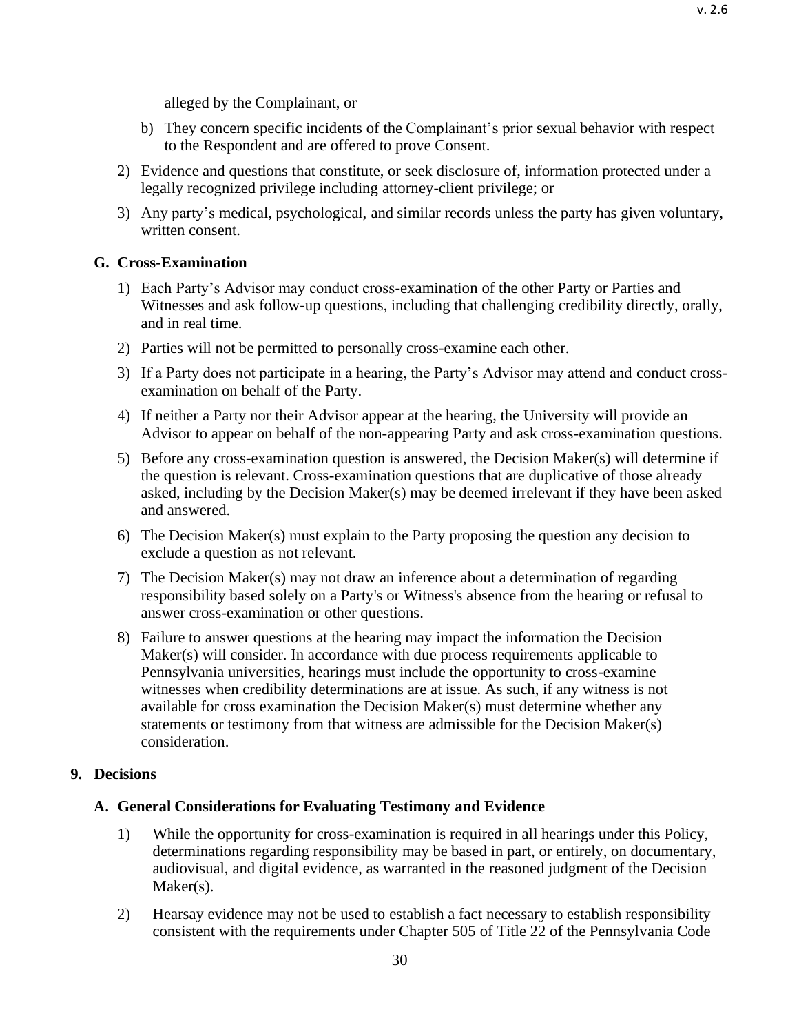alleged by the Complainant, or

b) They concern specific incidents of the Complainant's prior sexual behavior with respect to the Respondent and are offered to prove Consent.

2) Evidence and questions that constitute, or seek disclosure of, information protected under a legally recognized privilege including attorney-client privilege; or

3) Any party's medical, psychological, and similar records unless the party has given voluntary, written consent.

### G. Cross-Examination

1) Each Party's Advisor may conduct cross-examination of the other Party or Parties and Witnesses and ask follow-up questions, including that challenging credibility directly, orally, and in real time.

2) Parties will not be permitted to personally cross-examine each other.

3) If a Party does not participate in a hearing, the Party's Advisor may attend and conduct cross-examination on behalf of the Party.

4) If neither a Party nor their Advisor appear at the hearing, the University will provide an Advisor to appear on behalf of the non-appearing Party and ask cross-examination questions.

5) Before any cross-examination question is answered, the Decision Maker(s) will determine if the question is relevant. Cross-examination questions that are duplicative of those already asked, including by the Decision Maker(s) may be deemed irrelevant if they have been asked and answered.

6) The Decision Maker(s) must explain to the Party proposing the question any decision to exclude a question as not relevant.

7) The Decision Maker(s) may not draw an inference about a determination of regarding responsibility based solely on a Party's or Witness's absence from the hearing or refusal to answer cross-examination or other questions.

8) Failure to answer questions at the hearing may impact the information the Decision Maker(s) will consider. In accordance with due process requirements applicable to Pennsylvania universities, hearings must include the opportunity to cross-examine witnesses when credibility determinations are at issue. As such, if any witness is not available for cross examination the Decision Maker(s) must determine whether any statements or testimony from that witness are admissible for the Decision Maker(s) consideration.

## 9. Decisions

### A. General Considerations for Evaluating Testimony and Evidence

1) While the opportunity for cross-examination is required in all hearings under this Policy, determinations regarding responsibility may be based in part, or entirely, on documentary, audiovisual, and digital evidence, as warranted in the reasoned judgment of the Decision Maker(s).

2) Hearsay evidence may not be used to establish a fact necessary to establish responsibility consistent with the requirements under Chapter 505 of Title 22 of the Pennsylvania Code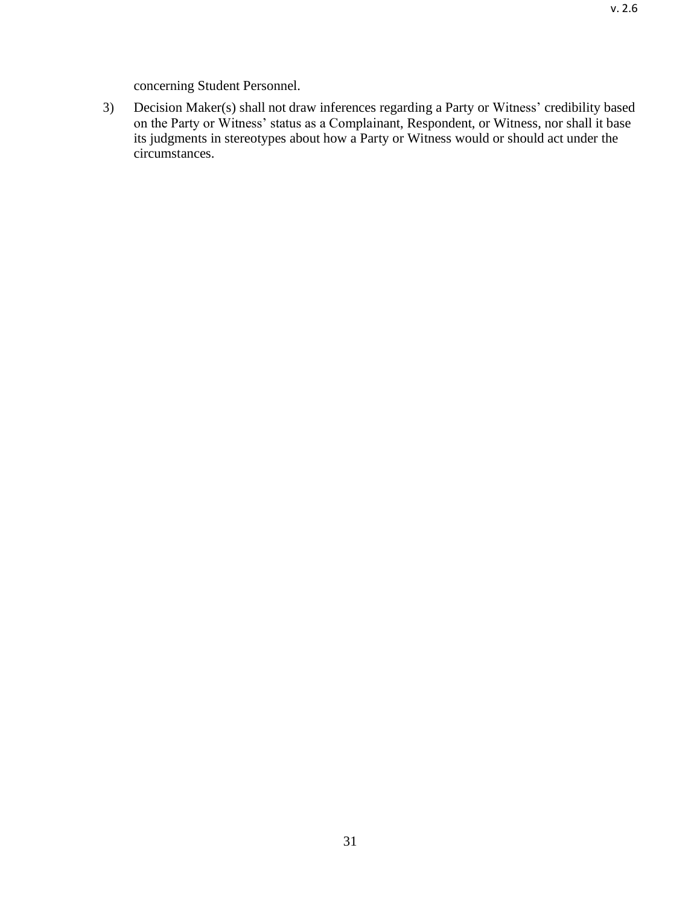concerning Student Personnel.

3) Decision Maker(s) shall not draw inferences regarding a Party or Witness' credibility based on the Party or Witness' status as a Complainant, Respondent, or Witness, nor shall it base its judgments in stereotypes about how a Party or Witness would or should act under the circumstances.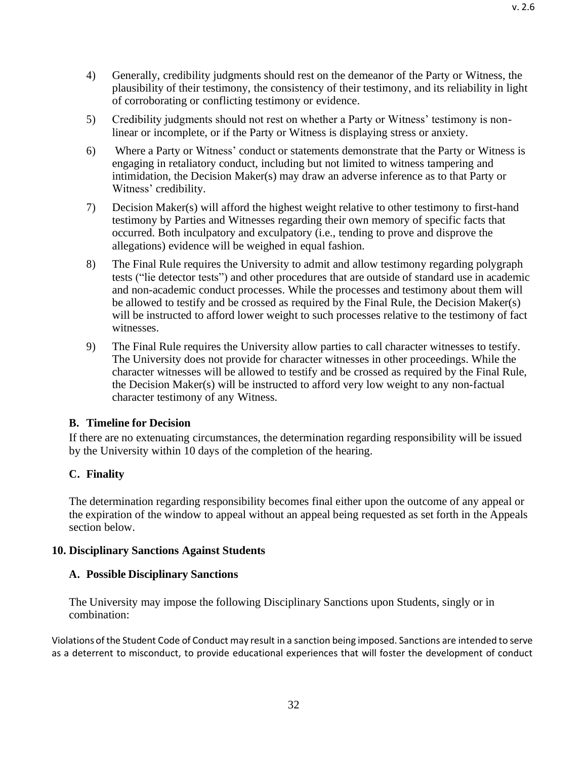4) Generally, credibility judgments should rest on the demeanor of the Party or Witness, the plausibility of their testimony, the consistency of their testimony, and its reliability in light of corroborating or conflicting testimony or evidence.

5) Credibility judgments should not rest on whether a Party or Witness' testimony is non-linear or incomplete, or if the Party or Witness is displaying stress or anxiety.

6) Where a Party or Witness' conduct or statements demonstrate that the Party or Witness is engaging in retaliatory conduct, including but not limited to witness tampering and intimidation, the Decision Maker(s) may draw an adverse inference as to that Party or Witness' credibility.

7) Decision Maker(s) will afford the highest weight relative to other testimony to first-hand testimony by Parties and Witnesses regarding their own memory of specific facts that occurred. Both inculpatory and exculpatory (i.e., tending to prove and disprove the allegations) evidence will be weighed in equal fashion.

8) The Final Rule requires the University to admit and allow testimony regarding polygraph tests ("lie detector tests") and other procedures that are outside of standard use in academic and non-academic conduct processes. While the processes and testimony about them will be allowed to testify and be crossed as required by the Final Rule, the Decision Maker(s) will be instructed to afford lower weight to such processes relative to the testimony of fact witnesses.

9) The Final Rule requires the University allow parties to call character witnesses to testify. The University does not provide for character witnesses in other proceedings. While the character witnesses will be allowed to testify and be crossed as required by the Final Rule, the Decision Maker(s) will be instructed to afford very low weight to any non-factual character testimony of any Witness.

### B. Timeline for Decision

If there are no extenuating circumstances, the determination regarding responsibility will be issued by the University within 10 days of the completion of the hearing.

### C. Finality

The determination regarding responsibility becomes final either upon the outcome of any appeal or the expiration of the window to appeal without an appeal being requested as set forth in the Appeals section below.

## 10. Disciplinary Sanctions Against Students

### A. Possible Disciplinary Sanctions

The University may impose the following Disciplinary Sanctions upon Students, singly or in combination:

Violations of the Student Code of Conduct may result in a sanction being imposed. Sanctions are intended to serve as a deterrent to misconduct, to provide educational experiences that will foster the development of conduct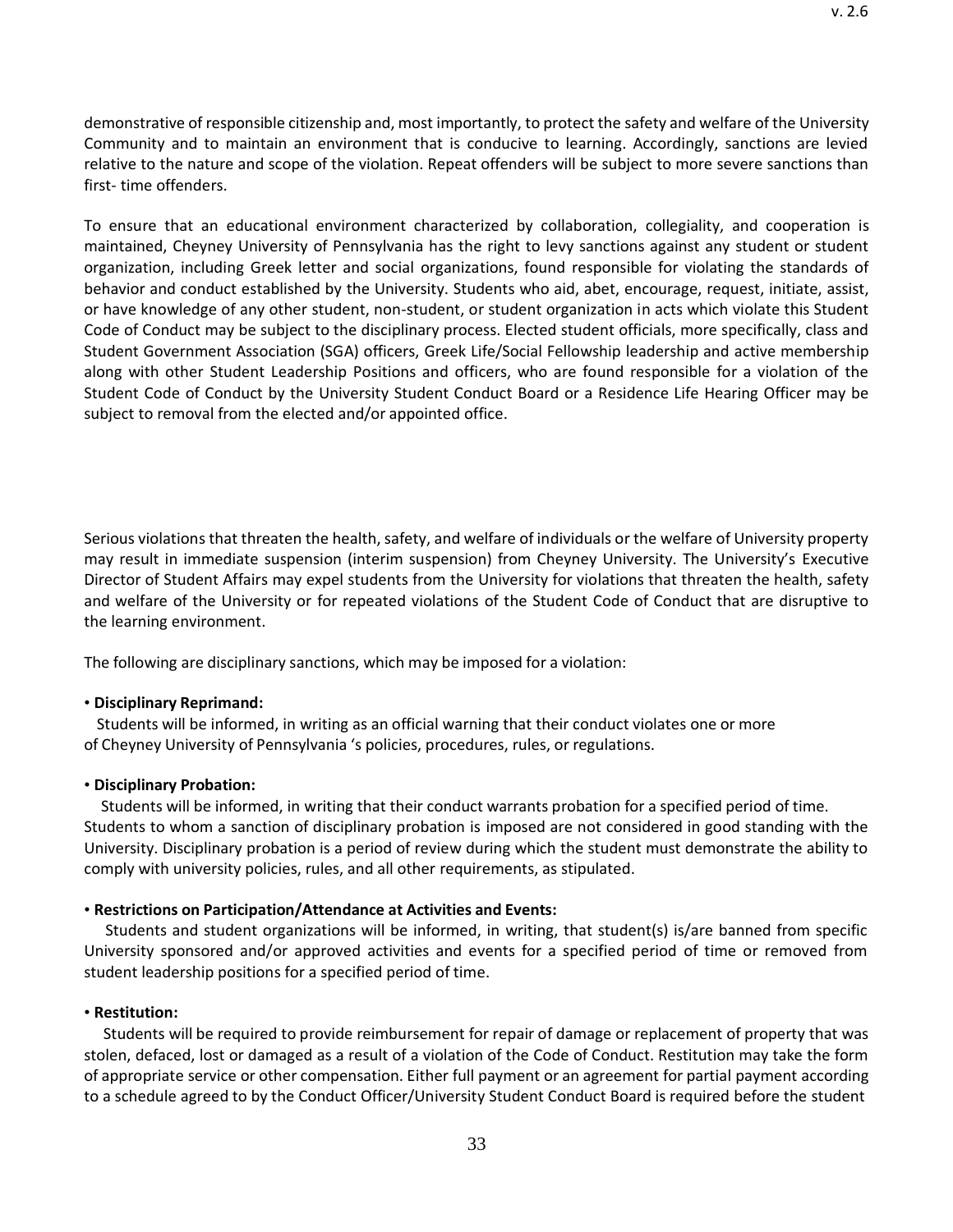demonstrative of responsible citizenship and, most importantly, to protect the safety and welfare of the University Community and to maintain an environment that is conducive to learning. Accordingly, sanctions are levied relative to the nature and scope of the violation. Repeat offenders will be subject to more severe sanctions than first- time offenders.

To ensure that an educational environment characterized by collaboration, collegiality, and cooperation is maintained, Cheyney University of Pennsylvania has the right to levy sanctions against any student or student organization, including Greek letter and social organizations, found responsible for violating the standards of behavior and conduct established by the University. Students who aid, abet, encourage, request, initiate, assist, or have knowledge of any other student, non-student, or student organization in acts which violate this Student Code of Conduct may be subject to the disciplinary process. Elected student officials, more specifically, class and Student Government Association (SGA) officers, Greek Life/Social Fellowship leadership and active membership along with other Student Leadership Positions and officers, who are found responsible for a violation of the Student Code of Conduct by the University Student Conduct Board or a Residence Life Hearing Officer may be subject to removal from the elected and/or appointed office.

Serious violations that threaten the health, safety, and welfare of individuals or the welfare of University property may result in immediate suspension (interim suspension) from Cheyney University. The University's Executive Director of Student Affairs may expel students from the University for violations that threaten the health, safety and welfare of the University or for repeated violations of the Student Code of Conduct that are disruptive to the learning environment.

The following are disciplinary sanctions, which may be imposed for a violation:

- **Disciplinary Reprimand:**
  Students will be informed, in writing as an official warning that their conduct violates one or more of Cheyney University of Pennsylvania 's policies, procedures, rules, or regulations.

- **Disciplinary Probation:**
  Students will be informed, in writing that their conduct warrants probation for a specified period of time. Students to whom a sanction of disciplinary probation is imposed are not considered in good standing with the University. Disciplinary probation is a period of review during which the student must demonstrate the ability to comply with university policies, rules, and all other requirements, as stipulated.

- **Restrictions on Participation/Attendance at Activities and Events:**
  Students and student organizations will be informed, in writing, that student(s) is/are banned from specific University sponsored and/or approved activities and events for a specified period of time or removed from student leadership positions for a specified period of time.

- **Restitution:**
  Students will be required to provide reimbursement for repair of damage or replacement of property that was stolen, defaced, lost or damaged as a result of a violation of the Code of Conduct. Restitution may take the form of appropriate service or other compensation. Either full payment or an agreement for partial payment according to a schedule agreed to by the Conduct Officer/University Student Conduct Board is required before the student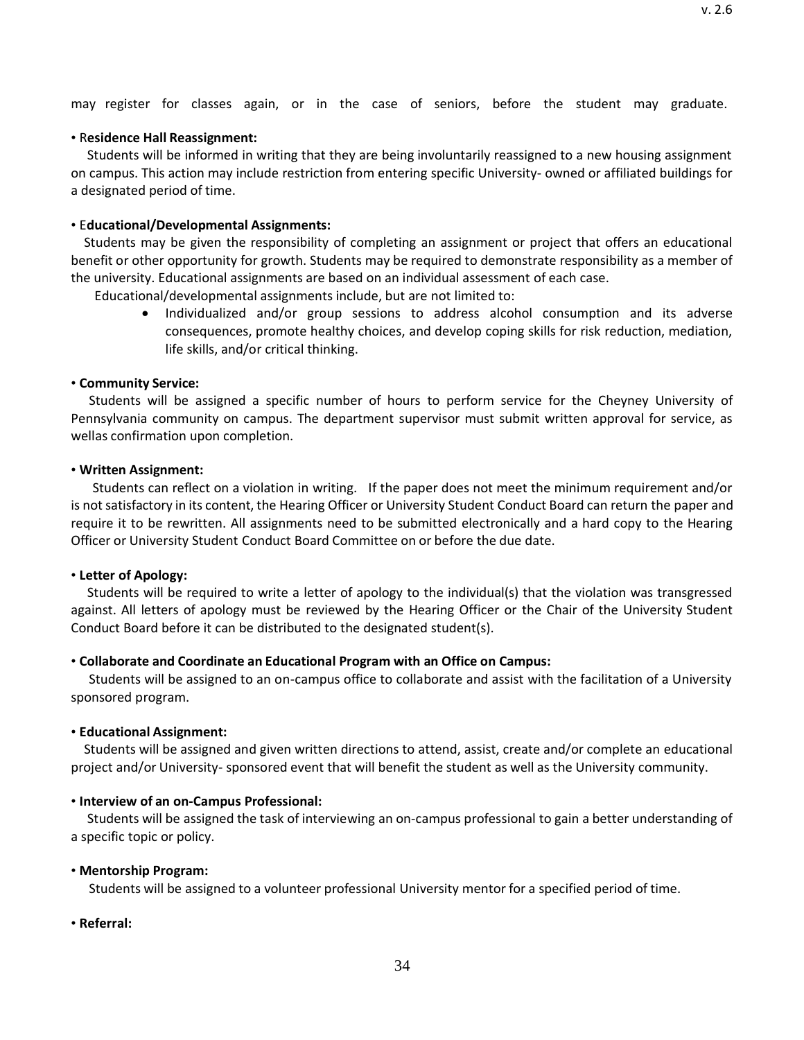may register for classes again, or in the case of seniors, before the student may graduate.

• **Residence Hall Reassignment:**

Students will be informed in writing that they are being involuntarily reassigned to a new housing assignment on campus. This action may include restriction from entering specific University- owned or affiliated buildings for a designated period of time.

• **Educational/Developmental Assignments:**

Students may be given the responsibility of completing an assignment or project that offers an educational benefit or other opportunity for growth. Students may be required to demonstrate responsibility as a member of the university. Educational assignments are based on an individual assessment of each case.

Educational/developmental assignments include, but are not limited to:

- Individualized and/or group sessions to address alcohol consumption and its adverse consequences, promote healthy choices, and develop coping skills for risk reduction, mediation, life skills, and/or critical thinking.

• **Community Service:**

Students will be assigned a specific number of hours to perform service for the Cheyney University of Pennsylvania community on campus. The department supervisor must submit written approval for service, as wellas confirmation upon completion.

• **Written Assignment:**

Students can reflect on a violation in writing. If the paper does not meet the minimum requirement and/or is not satisfactory in its content, the Hearing Officer or University Student Conduct Board can return the paper and require it to be rewritten. All assignments need to be submitted electronically and a hard copy to the Hearing Officer or University Student Conduct Board Committee on or before the due date.

• **Letter of Apology:**

Students will be required to write a letter of apology to the individual(s) that the violation was transgressed against. All letters of apology must be reviewed by the Hearing Officer or the Chair of the University Student Conduct Board before it can be distributed to the designated student(s).

• **Collaborate and Coordinate an Educational Program with an Office on Campus:**

Students will be assigned to an on-campus office to collaborate and assist with the facilitation of a University sponsored program.

• **Educational Assignment:**

Students will be assigned and given written directions to attend, assist, create and/or complete an educational project and/or University- sponsored event that will benefit the student as well as the University community.

• **Interview of an on-Campus Professional:**

Students will be assigned the task of interviewing an on-campus professional to gain a better understanding of a specific topic or policy.

• **Mentorship Program:**

Students will be assigned to a volunteer professional University mentor for a specified period of time.

• **Referral:**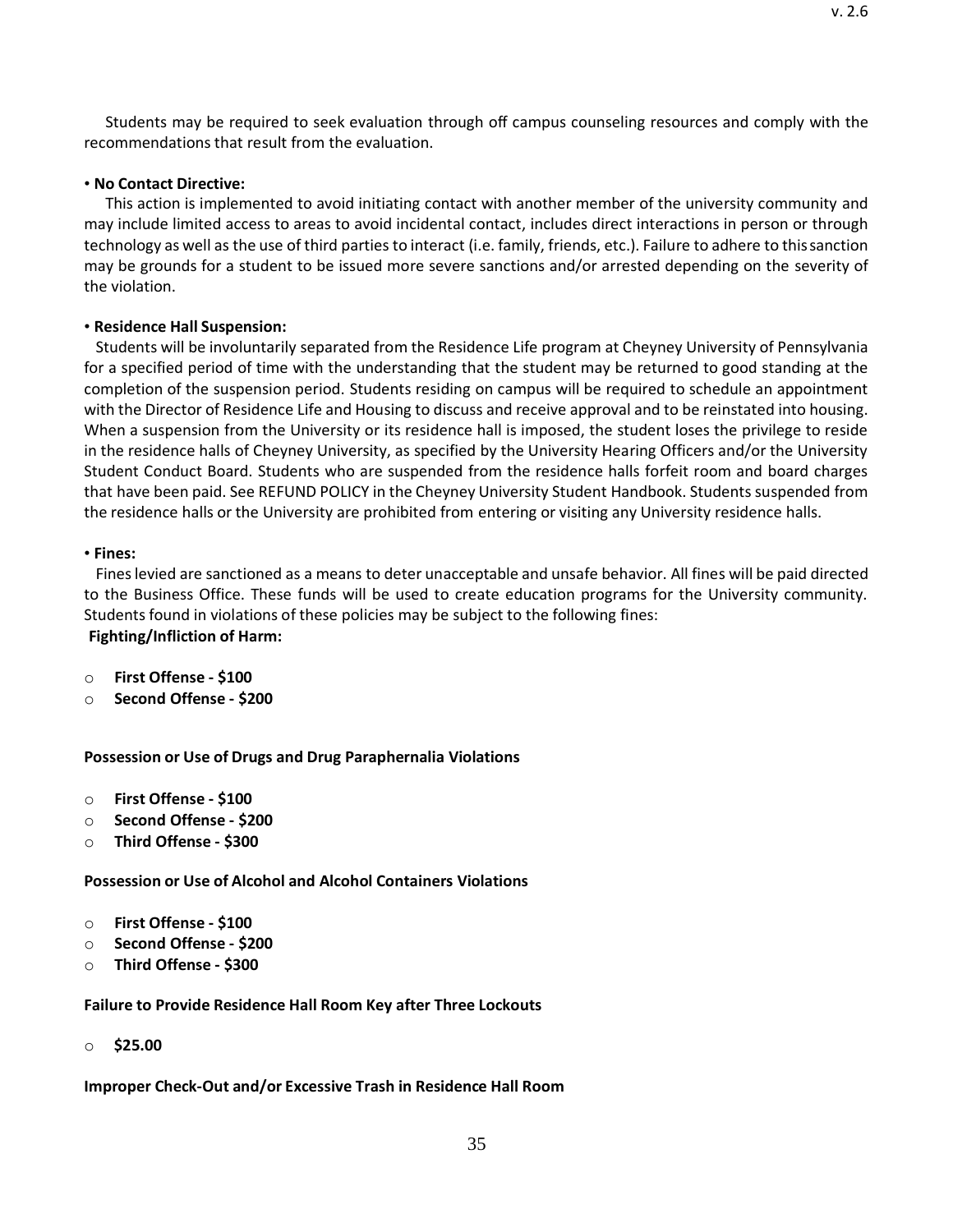Students may be required to seek evaluation through off campus counseling resources and comply with the recommendations that result from the evaluation.

• **No Contact Directive:**

This action is implemented to avoid initiating contact with another member of the university community and may include limited access to areas to avoid incidental contact, includes direct interactions in person or through technology as well as the use of third parties to interact (i.e. family, friends, etc.). Failure to adhere to this sanction may be grounds for a student to be issued more severe sanctions and/or arrested depending on the severity of the violation.

• **Residence Hall Suspension:**

Students will be involuntarily separated from the Residence Life program at Cheyney University of Pennsylvania for a specified period of time with the understanding that the student may be returned to good standing at the completion of the suspension period. Students residing on campus will be required to schedule an appointment with the Director of Residence Life and Housing to discuss and receive approval and to be reinstated into housing. When a suspension from the University or its residence hall is imposed, the student loses the privilege to reside in the residence halls of Cheyney University, as specified by the University Hearing Officers and/or the University Student Conduct Board. Students who are suspended from the residence halls forfeit room and board charges that have been paid. See REFUND POLICY in the Cheyney University Student Handbook. Students suspended from the residence halls or the University are prohibited from entering or visiting any University residence halls.

• **Fines:**

Fines levied are sanctioned as a means to deter unacceptable and unsafe behavior. All fines will be paid directed to the Business Office. These funds will be used to create education programs for the University community. Students found in violations of these policies may be subject to the following fines:

**Fighting/Infliction of Harm:**

- **First Offense - $100**
- **Second Offense - $200**

**Possession or Use of Drugs and Drug Paraphernalia Violations**

- **First Offense - $100**
- **Second Offense - $200**
- **Third Offense - $300**

**Possession or Use of Alcohol and Alcohol Containers Violations**

- **First Offense - $100**
- **Second Offense - $200**
- **Third Offense - $300**

**Failure to Provide Residence Hall Room Key after Three Lockouts**

- **$25.00**

**Improper Check-Out and/or Excessive Trash in Residence Hall Room**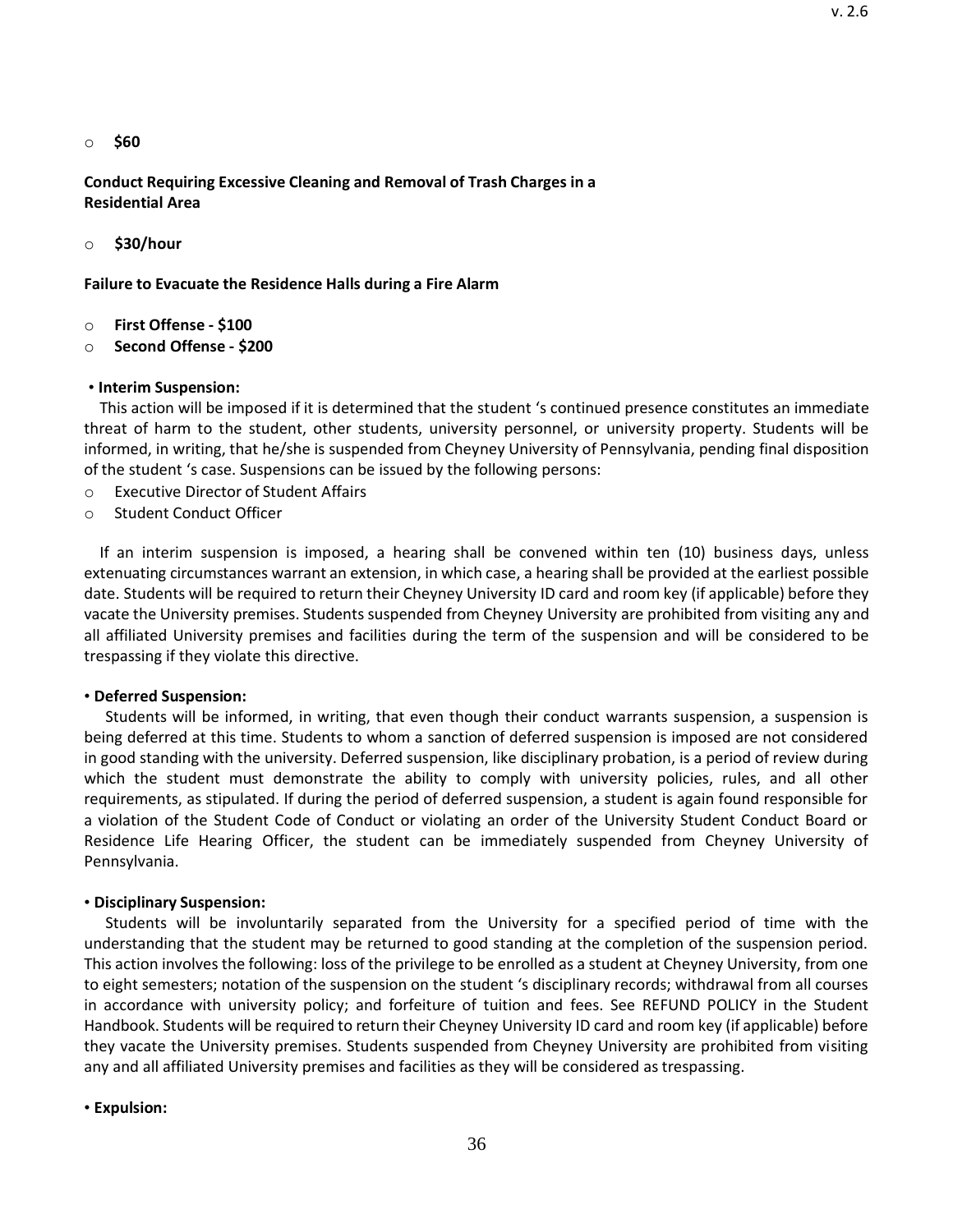- **$60**

**Conduct Requiring Excessive Cleaning and Removal of Trash Charges in a Residential Area**

- **$30/hour**

**Failure to Evacuate the Residence Halls during a Fire Alarm**

- **First Offense - $100**
- **Second Offense - $200**

• **Interim Suspension:**

This action will be imposed if it is determined that the student 's continued presence constitutes an immediate threat of harm to the student, other students, university personnel, or university property. Students will be informed, in writing, that he/she is suspended from Cheyney University of Pennsylvania, pending final disposition of the student 's case. Suspensions can be issued by the following persons:

- Executive Director of Student Affairs
- Student Conduct Officer

If an interim suspension is imposed, a hearing shall be convened within ten (10) business days, unless extenuating circumstances warrant an extension, in which case, a hearing shall be provided at the earliest possible date. Students will be required to return their Cheyney University ID card and room key (if applicable) before they vacate the University premises. Students suspended from Cheyney University are prohibited from visiting any and all affiliated University premises and facilities during the term of the suspension and will be considered to be trespassing if they violate this directive.

• **Deferred Suspension:**

Students will be informed, in writing, that even though their conduct warrants suspension, a suspension is being deferred at this time. Students to whom a sanction of deferred suspension is imposed are not considered in good standing with the university. Deferred suspension, like disciplinary probation, is a period of review during which the student must demonstrate the ability to comply with university policies, rules, and all other requirements, as stipulated. If during the period of deferred suspension, a student is again found responsible for a violation of the Student Code of Conduct or violating an order of the University Student Conduct Board or Residence Life Hearing Officer, the student can be immediately suspended from Cheyney University of Pennsylvania.

• **Disciplinary Suspension:**

Students will be involuntarily separated from the University for a specified period of time with the understanding that the student may be returned to good standing at the completion of the suspension period. This action involves the following: loss of the privilege to be enrolled as a student at Cheyney University, from one to eight semesters; notation of the suspension on the student 's disciplinary records; withdrawal from all courses in accordance with university policy; and forfeiture of tuition and fees. See REFUND POLICY in the Student Handbook. Students will be required to return their Cheyney University ID card and room key (if applicable) before they vacate the University premises. Students suspended from Cheyney University are prohibited from visiting any and all affiliated University premises and facilities as they will be considered as trespassing.

• **Expulsion:**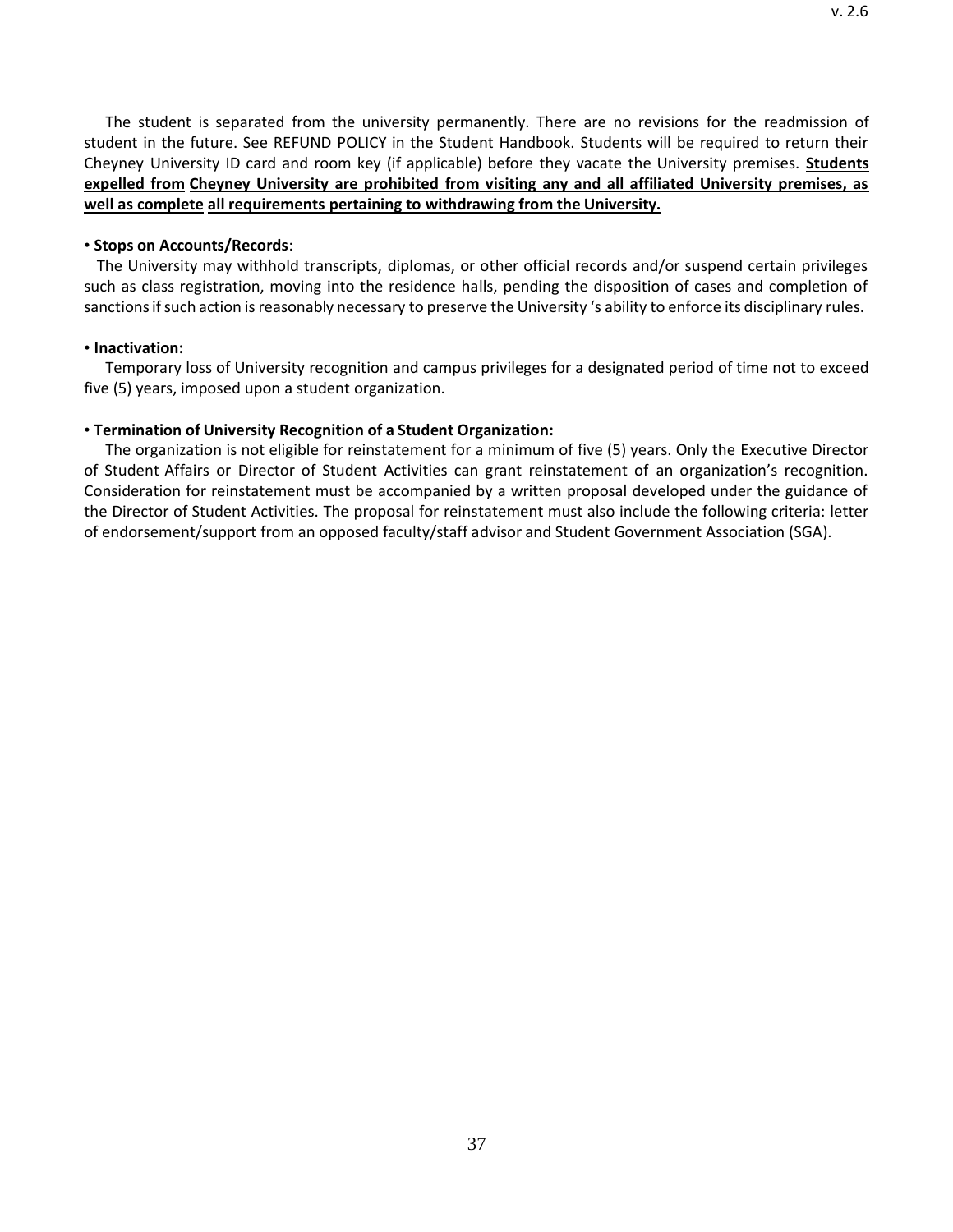The student is separated from the university permanently. There are no revisions for the readmission of student in the future. See REFUND POLICY in the Student Handbook. Students will be required to return their Cheyney University ID card and room key (if applicable) before they vacate the University premises. **<u>Students expelled from Cheyney University are prohibited from visiting any and all affiliated University premises, as well as complete all requirements pertaining to withdrawing from the University.</u>**

• **Stops on Accounts/Records**:

The University may withhold transcripts, diplomas, or other official records and/or suspend certain privileges such as class registration, moving into the residence halls, pending the disposition of cases and completion of sanctions if such action is reasonably necessary to preserve the University 's ability to enforce its disciplinary rules.

• **Inactivation:**

Temporary loss of University recognition and campus privileges for a designated period of time not to exceed five (5) years, imposed upon a student organization.

• **Termination of University Recognition of a Student Organization:**

The organization is not eligible for reinstatement for a minimum of five (5) years. Only the Executive Director of Student Affairs or Director of Student Activities can grant reinstatement of an organization's recognition. Consideration for reinstatement must be accompanied by a written proposal developed under the guidance of the Director of Student Activities. The proposal for reinstatement must also include the following criteria: letter of endorsement/support from an opposed faculty/staff advisor and Student Government Association (SGA).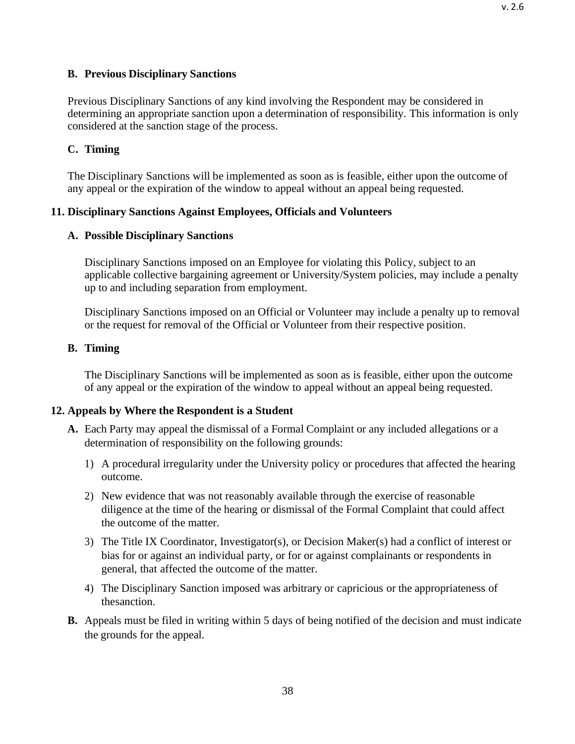### B. Previous Disciplinary Sanctions

Previous Disciplinary Sanctions of any kind involving the Respondent may be considered in determining an appropriate sanction upon a determination of responsibility. This information is only considered at the sanction stage of the process.

### C. Timing

The Disciplinary Sanctions will be implemented as soon as is feasible, either upon the outcome of any appeal or the expiration of the window to appeal without an appeal being requested.

## 11. Disciplinary Sanctions Against Employees, Officials and Volunteers

### A. Possible Disciplinary Sanctions

Disciplinary Sanctions imposed on an Employee for violating this Policy, subject to an applicable collective bargaining agreement or University/System policies, may include a penalty up to and including separation from employment.

Disciplinary Sanctions imposed on an Official or Volunteer may include a penalty up to removal or the request for removal of the Official or Volunteer from their respective position.

### B. Timing

The Disciplinary Sanctions will be implemented as soon as is feasible, either upon the outcome of any appeal or the expiration of the window to appeal without an appeal being requested.

## 12. Appeals by Where the Respondent is a Student

**A.** Each Party may appeal the dismissal of a Formal Complaint or any included allegations or a determination of responsibility on the following grounds:

1) A procedural irregularity under the University policy or procedures that affected the hearing outcome.
2) New evidence that was not reasonably available through the exercise of reasonable diligence at the time of the hearing or dismissal of the Formal Complaint that could affect the outcome of the matter.
3) The Title IX Coordinator, Investigator(s), or Decision Maker(s) had a conflict of interest or bias for or against an individual party, or for or against complainants or respondents in general, that affected the outcome of the matter.
4) The Disciplinary Sanction imposed was arbitrary or capricious or the appropriateness of thesanction.

**B.** Appeals must be filed in writing within 5 days of being notified of the decision and must indicate the grounds for the appeal.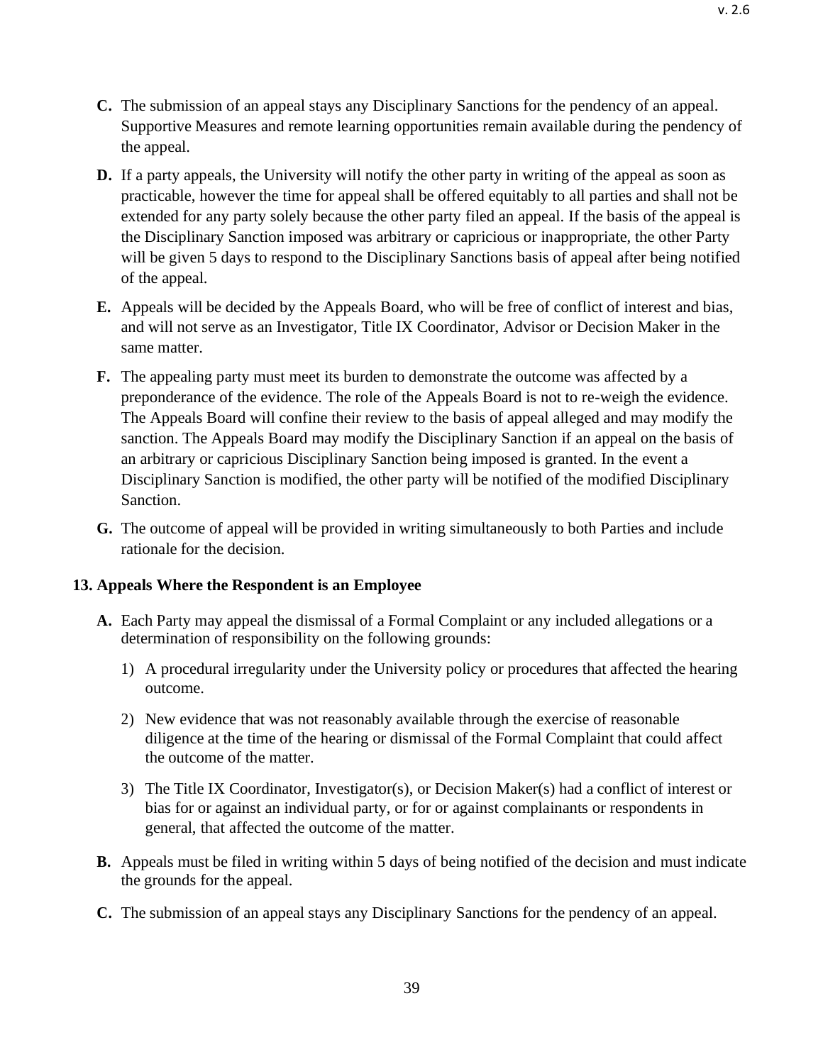**C.** The submission of an appeal stays any Disciplinary Sanctions for the pendency of an appeal. Supportive Measures and remote learning opportunities remain available during the pendency of the appeal.

**D.** If a party appeals, the University will notify the other party in writing of the appeal as soon as practicable, however the time for appeal shall be offered equitably to all parties and shall not be extended for any party solely because the other party filed an appeal. If the basis of the appeal is the Disciplinary Sanction imposed was arbitrary or capricious or inappropriate, the other Party will be given 5 days to respond to the Disciplinary Sanctions basis of appeal after being notified of the appeal.

**E.** Appeals will be decided by the Appeals Board, who will be free of conflict of interest and bias, and will not serve as an Investigator, Title IX Coordinator, Advisor or Decision Maker in the same matter.

**F.** The appealing party must meet its burden to demonstrate the outcome was affected by a preponderance of the evidence. The role of the Appeals Board is not to re-weigh the evidence. The Appeals Board will confine their review to the basis of appeal alleged and may modify the sanction. The Appeals Board may modify the Disciplinary Sanction if an appeal on the basis of an arbitrary or capricious Disciplinary Sanction being imposed is granted. In the event a Disciplinary Sanction is modified, the other party will be notified of the modified Disciplinary Sanction.

**G.** The outcome of appeal will be provided in writing simultaneously to both Parties and include rationale for the decision.

### 13. Appeals Where the Respondent is an Employee

**A.** Each Party may appeal the dismissal of a Formal Complaint or any included allegations or a determination of responsibility on the following grounds:

1) A procedural irregularity under the University policy or procedures that affected the hearing outcome.

2) New evidence that was not reasonably available through the exercise of reasonable diligence at the time of the hearing or dismissal of the Formal Complaint that could affect the outcome of the matter.

3) The Title IX Coordinator, Investigator(s), or Decision Maker(s) had a conflict of interest or bias for or against an individual party, or for or against complainants or respondents in general, that affected the outcome of the matter.

**B.** Appeals must be filed in writing within 5 days of being notified of the decision and must indicate the grounds for the appeal.

**C.** The submission of an appeal stays any Disciplinary Sanctions for the pendency of an appeal.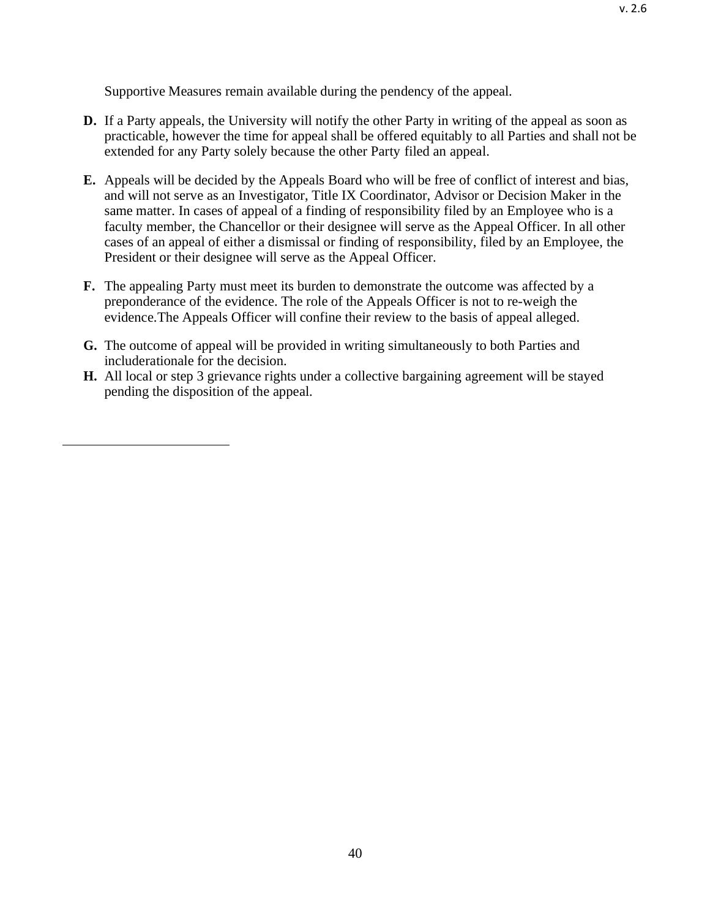Supportive Measures remain available during the pendency of the appeal.

**D.** If a Party appeals, the University will notify the other Party in writing of the appeal as soon as practicable, however the time for appeal shall be offered equitably to all Parties and shall not be extended for any Party solely because the other Party filed an appeal.

**E.** Appeals will be decided by the Appeals Board who will be free of conflict of interest and bias, and will not serve as an Investigator, Title IX Coordinator, Advisor or Decision Maker in the same matter. In cases of appeal of a finding of responsibility filed by an Employee who is a faculty member, the Chancellor or their designee will serve as the Appeal Officer. In all other cases of an appeal of either a dismissal or finding of responsibility, filed by an Employee, the President or their designee will serve as the Appeal Officer.

**F.** The appealing Party must meet its burden to demonstrate the outcome was affected by a preponderance of the evidence. The role of the Appeals Officer is not to re-weigh the evidence.The Appeals Officer will confine their review to the basis of appeal alleged.

**G.** The outcome of appeal will be provided in writing simultaneously to both Parties and includerationale for the decision.

**H.** All local or step 3 grievance rights under a collective bargaining agreement will be stayed pending the disposition of the appeal.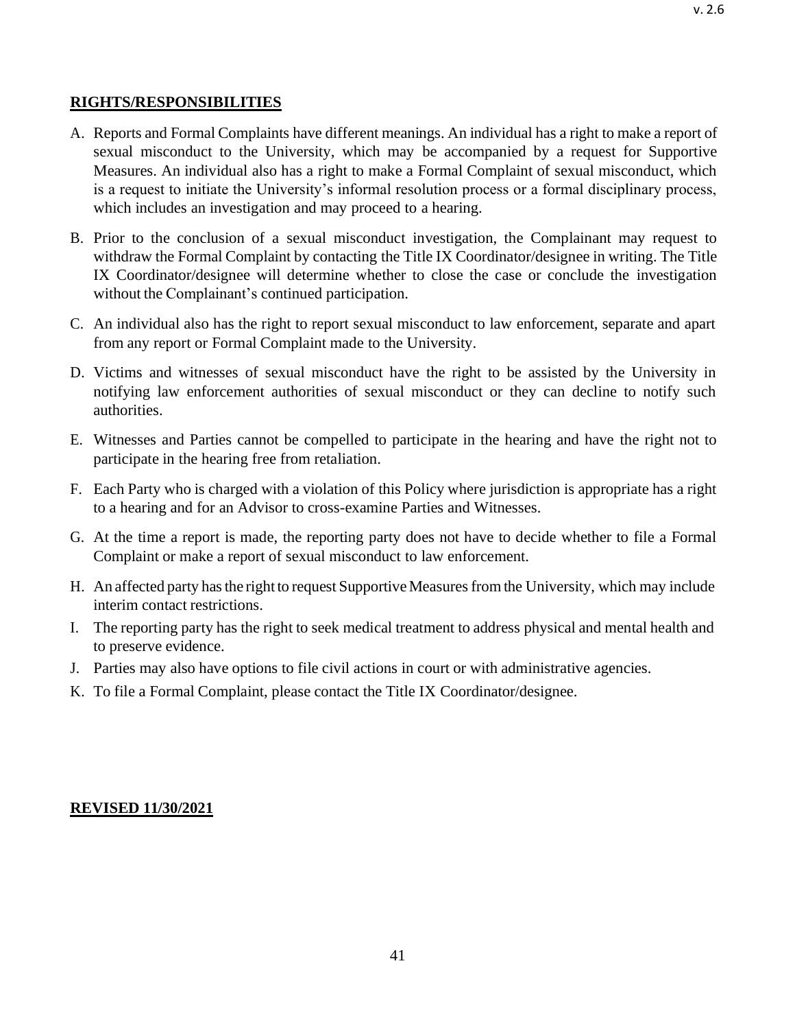**RIGHTS/RESPONSIBILITIES**

A. Reports and Formal Complaints have different meanings. An individual has a right to make a report of sexual misconduct to the University, which may be accompanied by a request for Supportive Measures. An individual also has a right to make a Formal Complaint of sexual misconduct, which is a request to initiate the University's informal resolution process or a formal disciplinary process, which includes an investigation and may proceed to a hearing.

B. Prior to the conclusion of a sexual misconduct investigation, the Complainant may request to withdraw the Formal Complaint by contacting the Title IX Coordinator/designee in writing. The Title IX Coordinator/designee will determine whether to close the case or conclude the investigation without the Complainant's continued participation.

C. An individual also has the right to report sexual misconduct to law enforcement, separate and apart from any report or Formal Complaint made to the University.

D. Victims and witnesses of sexual misconduct have the right to be assisted by the University in notifying law enforcement authorities of sexual misconduct or they can decline to notify such authorities.

E. Witnesses and Parties cannot be compelled to participate in the hearing and have the right not to participate in the hearing free from retaliation.

F. Each Party who is charged with a violation of this Policy where jurisdiction is appropriate has a right to a hearing and for an Advisor to cross-examine Parties and Witnesses.

G. At the time a report is made, the reporting party does not have to decide whether to file a Formal Complaint or make a report of sexual misconduct to law enforcement.

H. An affected party has the right to request Supportive Measures from the University, which may include interim contact restrictions.

I. The reporting party has the right to seek medical treatment to address physical and mental health and to preserve evidence.

J. Parties may also have options to file civil actions in court or with administrative agencies.

K. To file a Formal Complaint, please contact the Title IX Coordinator/designee.

**REVISED 11/30/2021**